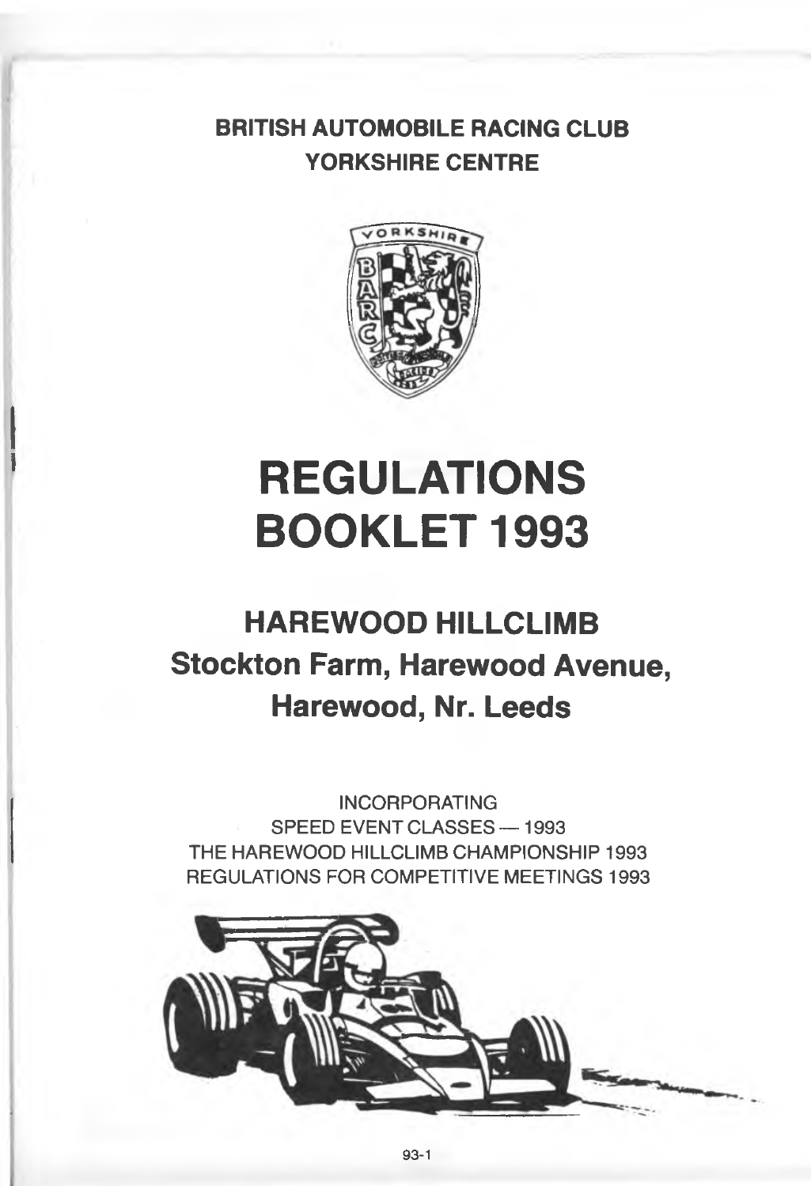**BRITISH AUTOMOBILE RACING CLUB**
**YORKSHIRE CENTRE**

# REGULATIONS BOOKLET 1993

## HAREWOOD HILLCLIMB
## Stockton Farm, Harewood Avenue, Harewood, Nr. Leeds

INCORPORATING
SPEED EVENT CLASSES — 1993
THE HAREWOOD HILLCLIMB CHAMPIONSHIP 1993
REGULATIONS FOR COMPETITIVE MEETINGS 1993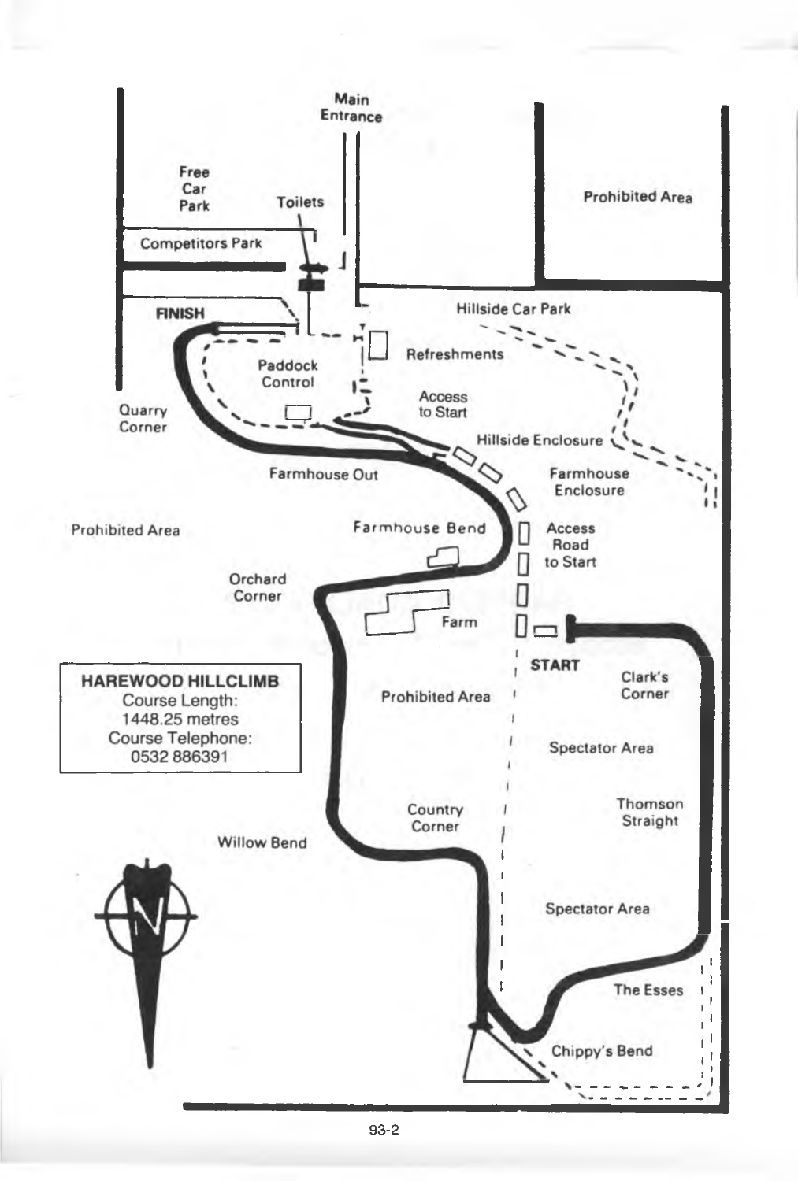## HAREWOOD HILLCLIMB

Course Length:
1448.25 metres

Course Telephone:
0532 886391

Main Entrance

Free Car Park

Toilets

Competitors Park

Prohibited Area

Hillside Car Park

FINISH

Refreshments

Paddock Control

Access to Start

Quarry Corner

Hillside Enclosure

Farmhouse Out

Farmhouse Enclosure

Prohibited Area

Farmhouse Bend

Access Road to Start

Orchard Corner

Farm

START

Clark's Corner

Prohibited Area

Spectator Area

Thomson Straight

Country Corner

Willow Bend

Spectator Area

The Esses

Chippy's Bend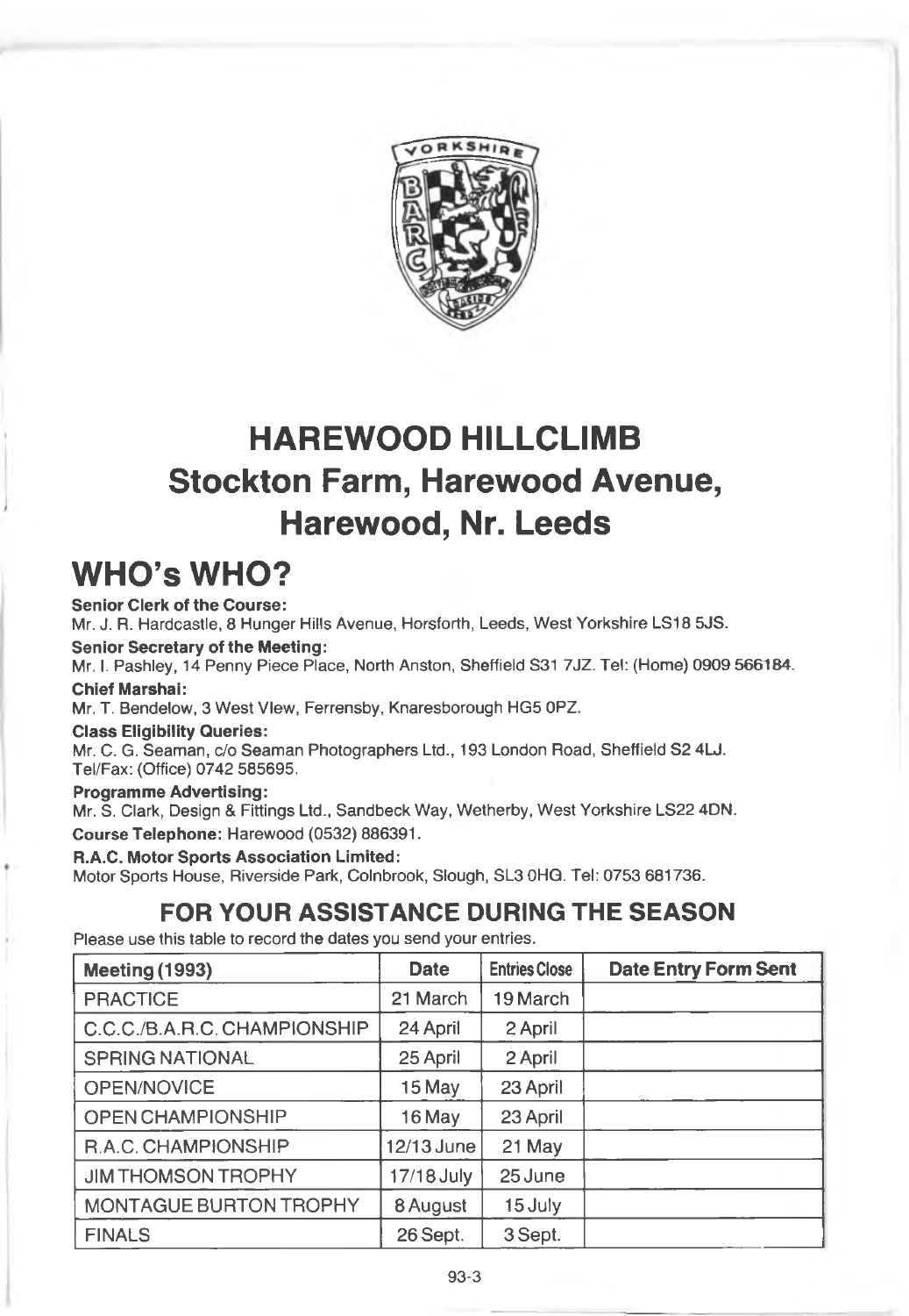# HAREWOOD HILLCLIMB
## Stockton Farm, Harewood Avenue, Harewood, Nr. Leeds

# WHO's WHO?

**Senior Clerk of the Course:**
Mr. J. R. Hardcastle, 8 Hunger Hills Avenue, Horsforth, Leeds, West Yorkshire LS18 5JS.

**Senior Secretary of the Meeting:**
Mr. I. Pashley, 14 Penny Piece Place, North Anston, Sheffield S31 7JZ. Tel: (Home) 0909 566184.

**Chief Marshal:**
Mr. T. Bendelow, 3 West View, Ferrensby, Knaresborough HG5 0PZ.

**Class Eligibility Queries:**
Mr. C. G. Seaman, c/o Seaman Photographers Ltd., 193 London Road, Sheffield S2 4LJ. Tel/Fax: (Office) 0742 585695.

**Programme Advertising:**
Mr. S. Clark, Design & Fittings Ltd., Sandbeck Way, Wetherby, West Yorkshire LS22 4DN.

**Course Telephone:** Harewood (0532) 886391.

**R.A.C. Motor Sports Association Limited:**
Motor Sports House, Riverside Park, Colnbrook, Slough, SL3 0HG. Tel: 0753 681736.

## FOR YOUR ASSISTANCE DURING THE SEASON

Please use this table to record the dates you send your entries.

| Meeting (1993) | Date | Entries Close | Date Entry Form Sent |
|---|---|---|---|
| PRACTICE | 21 March | 19 March | |
| C.C.C./B.A.R.C. CHAMPIONSHIP | 24 April | 2 April | |
| SPRING NATIONAL | 25 April | 2 April | |
| OPEN/NOVICE | 15 May | 23 April | |
| OPEN CHAMPIONSHIP | 16 May | 23 April | |
| R.A.C. CHAMPIONSHIP | 12/13 June | 21 May | |
| JIM THOMSON TROPHY | 17/18 July | 25 June | |
| MONTAGUE BURTON TROPHY | 8 August | 15 July | |
| FINALS | 26 Sept. | 3 Sept. | |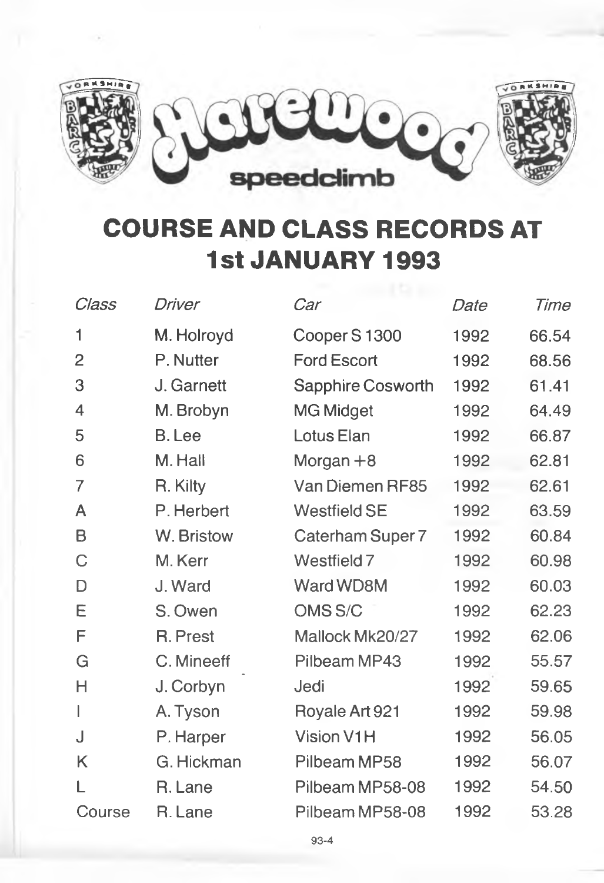# Harewood speedclimb

## COURSE AND CLASS RECORDS AT 1st JANUARY 1993

| *Class* | *Driver* | *Car* | *Date* | *Time* |
|---|---|---|---|---|
| 1 | M. Holroyd | Cooper S 1300 | 1992 | 66.54 |
| 2 | P. Nutter | Ford Escort | 1992 | 68.56 |
| 3 | J. Garnett | Sapphire Cosworth | 1992 | 61.41 |
| 4 | M. Brobyn | MG Midget | 1992 | 64.49 |
| 5 | B. Lee | Lotus Elan | 1992 | 66.87 |
| 6 | M. Hall | Morgan +8 | 1992 | 62.81 |
| 7 | R. Kilty | Van Diemen RF85 | 1992 | 62.61 |
| A | P. Herbert | Westfield SE | 1992 | 63.59 |
| B | W. Bristow | Caterham Super 7 | 1992 | 60.84 |
| C | M. Kerr | Westfield 7 | 1992 | 60.98 |
| D | J. Ward | Ward WD8M | 1992 | 60.03 |
| E | S. Owen | OMS S/C | 1992 | 62.23 |
| F | R. Prest | Mallock Mk20/27 | 1992 | 62.06 |
| G | C. Mineeff | Pilbeam MP43 | 1992 | 55.57 |
| H | J. Corbyn | Jedi | 1992 | 59.65 |
| I | A. Tyson | Royale Art 921 | 1992 | 59.98 |
| J | P. Harper | Vision V1H | 1992 | 56.05 |
| K | G. Hickman | Pilbeam MP58 | 1992 | 56.07 |
| L | R. Lane | Pilbeam MP58-08 | 1992 | 54.50 |
| Course | R. Lane | Pilbeam MP58-08 | 1992 | 53.28 |

93-4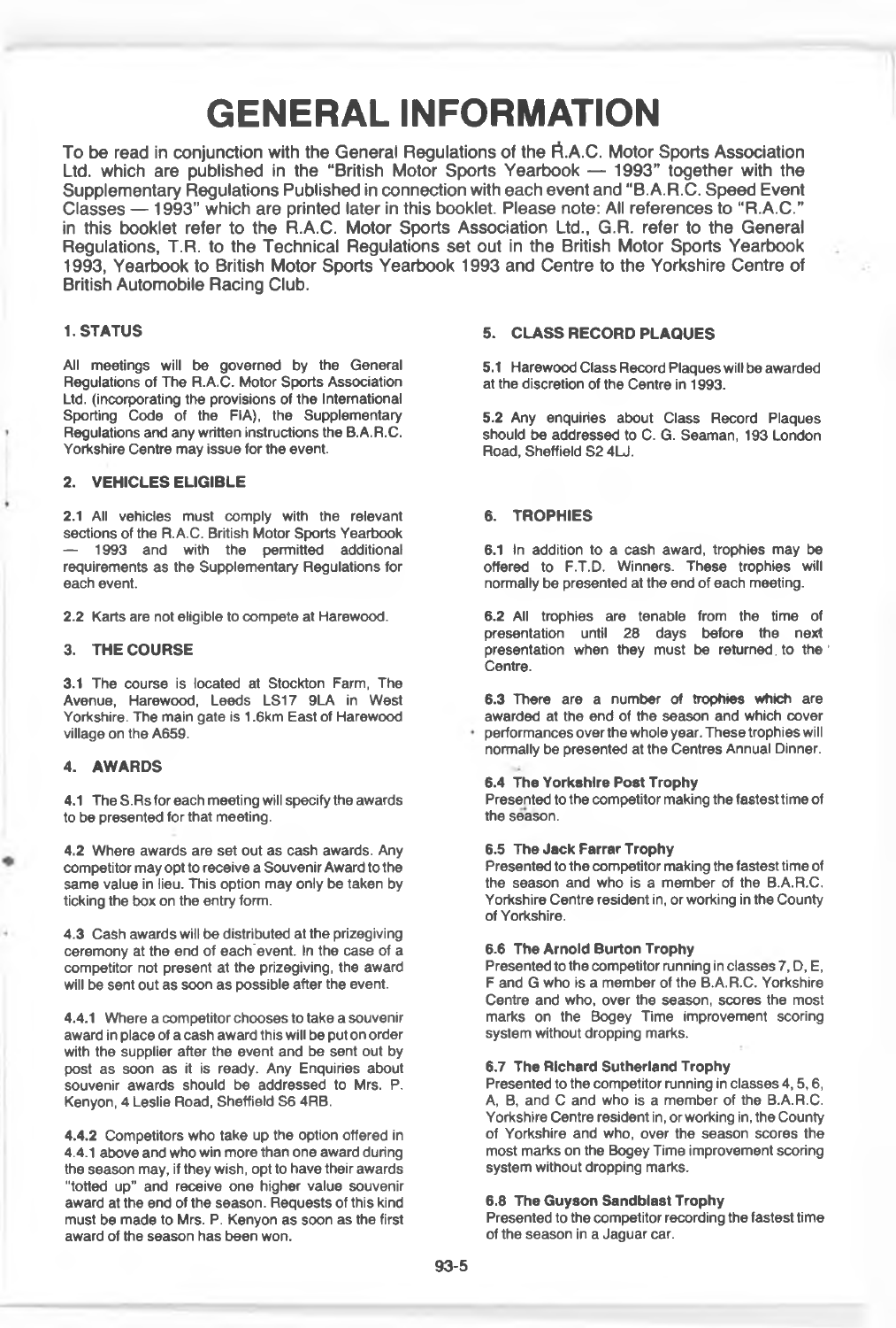# GENERAL INFORMATION

To be read in conjunction with the General Regulations of the R.A.C. Motor Sports Association Ltd. which are published in the "British Motor Sports Yearbook — 1993" together with the Supplementary Regulations Published in connection with each event and "B.A.R.C. Speed Event Classes — 1993" which are printed later in this booklet. Please note: All references to "R.A.C." in this booklet refer to the R.A.C. Motor Sports Association Ltd., G.R. refer to the General Regulations, T.R. to the Technical Regulations set out in the British Motor Sports Yearbook 1993, Yearbook to British Motor Sports Yearbook 1993 and Centre to the Yorkshire Centre of British Automobile Racing Club.

## 1. STATUS

All meetings will be governed by the General Regulations of The R.A.C. Motor Sports Association Ltd. (incorporating the provisions of the International Sporting Code of the FIA), the Supplementary Regulations and any written instructions the B.A.R.C. Yorkshire Centre may issue for the event.

## 2. VEHICLES ELIGIBLE

**2.1** All vehicles must comply with the relevant sections of the R.A.C. British Motor Sports Yearbook — 1993 and with the permitted additional requirements as the Supplementary Regulations for each event.

**2.2** Karts are not eligible to compete at Harewood.

## 3. THE COURSE

**3.1** The course is located at Stockton Farm, The Avenue, Harewood, Leeds LS17 9LA in West Yorkshire. The main gate is 1.6km East of Harewood village on the A659.

## 4. AWARDS

**4.1** The S.Rs for each meeting will specify the awards to be presented for that meeting.

**4.2** Where awards are set out as cash awards. Any competitor may opt to receive a Souvenir Award to the same value in lieu. This option may only be taken by ticking the box on the entry form.

**4.3** Cash awards will be distributed at the prizegiving ceremony at the end of each event. In the case of a competitor not present at the prizegiving, the award will be sent out as soon as possible after the event.

**4.4.1** Where a competitor chooses to take a souvenir award in place of a cash award this will be put on order with the supplier after the event and be sent out by post as soon as it is ready. Any Enquiries about souvenir awards should be addressed to Mrs. P. Kenyon, 4 Leslie Road, Sheffield S6 4RB.

**4.4.2** Competitors who take up the option offered in 4.4.1 above and who win more than one award during the season may, if they wish, opt to have their awards "totted up" and receive one higher value souvenir award at the end of the season. Requests of this kind must be made to Mrs. P. Kenyon as soon as the first award of the season has been won.

## 5. CLASS RECORD PLAQUES

**5.1** Harewood Class Record Plaques will be awarded at the discretion of the Centre in 1993.

**5.2** Any enquiries about Class Record Plaques should be addressed to C. G. Seaman, 193 London Road, Sheffield S2 4LJ.

## 6. TROPHIES

**6.1** In addition to a cash award, trophies may be offered to F.T.D. Winners. These trophies will normally be presented at the end of each meeting.

**6.2** All trophies are tenable from the time of presentation until 28 days before the next presentation when they must be returned to the Centre.

**6.3** There are a number of trophies which are awarded at the end of the season and which cover performances over the whole year. These trophies will normally be presented at the Centres Annual Dinner.

**6.4 The Yorkshire Post Trophy**
Presented to the competitor making the fastest time of the season.

**6.5 The Jack Farrar Trophy**
Presented to the competitor making the fastest time of the season and who is a member of the B.A.R.C. Yorkshire Centre resident in, or working in the County of Yorkshire.

**6.6 The Arnold Burton Trophy**
Presented to the competitor running in classes 7, D, E, F and G who is a member of the B.A.R.C. Yorkshire Centre and who, over the season, scores the most marks on the Bogey Time improvement scoring system without dropping marks.

**6.7 The Richard Sutherland Trophy**
Presented to the competitor running in classes 4, 5, 6, A, B, and C and who is a member of the B.A.R.C. Yorkshire Centre resident in, or working in, the County of Yorkshire and who, over the season scores the most marks on the Bogey Time improvement scoring system without dropping marks.

**6.8 The Guyson Sandblast Trophy**
Presented to the competitor recording the fastest time of the season in a Jaguar car.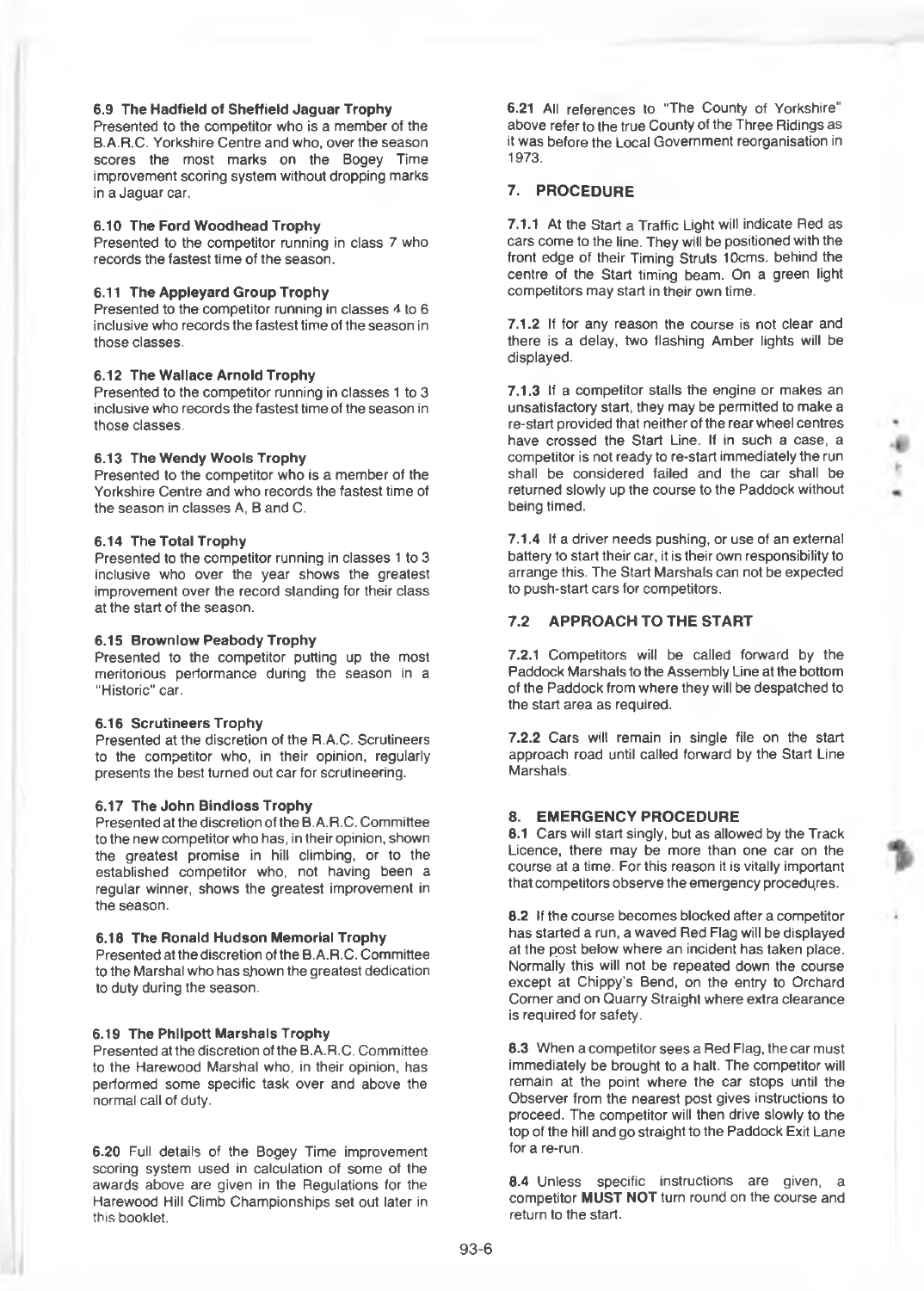#### 6.9 The Hadfield of Sheffield Jaguar Trophy

Presented to the competitor who is a member of the B.A.R.C. Yorkshire Centre and who, over the season scores the most marks on the Bogey Time improvement scoring system without dropping marks in a Jaguar car.

#### 6.10 The Ford Woodhead Trophy

Presented to the competitor running in class 7 who records the fastest time of the season.

#### 6.11 The Appleyard Group Trophy

Presented to the competitor running in classes 4 to 6 inclusive who records the fastest time of the season in those classes.

#### 6.12 The Wallace Arnold Trophy

Presented to the competitor running in classes 1 to 3 inclusive who records the fastest time of the season in those classes.

#### 6.13 The Wendy Wools Trophy

Presented to the competitor who is a member of the Yorkshire Centre and who records the fastest time of the season in classes A, B and C.

#### 6.14 The Total Trophy

Presented to the competitor running in classes 1 to 3 inclusive who over the year shows the greatest improvement over the record standing for their class at the start of the season.

#### 6.15 Brownlow Peabody Trophy

Presented to the competitor putting up the most meritorious performance during the season in a "Historic" car.

#### 6.16 Scrutineers Trophy

Presented at the discretion of the R.A.C. Scrutineers to the competitor who, in their opinion, regularly presents the best turned out car for scrutineering.

#### 6.17 The John Bindloss Trophy

Presented at the discretion of the B.A.R.C. Committee to the new competitor who has, in their opinion, shown the greatest promise in hill climbing, or to the established competitor who, not having been a regular winner, shows the greatest improvement in the season.

#### 6.18 The Ronald Hudson Memorial Trophy

Presented at the discretion of the B.A.R.C. Committee to the Marshal who has shown the greatest dedication to duty during the season.

#### 6.19 The Philpott Marshals Trophy

Presented at the discretion of the B.A.R.C. Committee to the Harewood Marshal who, in their opinion, has performed some specific task over and above the normal call of duty.

**6.20** Full details of the Bogey Time improvement scoring system used in calculation of some of the awards above are given in the Regulations for the Harewood Hill Climb Championships set out later in this booklet.

**6.21** All references to "The County of Yorkshire" above refer to the true County of the Three Ridings as it was before the Local Government reorganisation in 1973.

## 7. PROCEDURE

**7.1.1** At the Start a Traffic Light will indicate Red as cars come to the line. They will be positioned with the front edge of their Timing Struts 10cms. behind the centre of the Start timing beam. On a green light competitors may start in their own time.

**7.1.2** If for any reason the course is not clear and there is a delay, two flashing Amber lights will be displayed.

**7.1.3** If a competitor stalls the engine or makes an unsatisfactory start, they may be permitted to make a re-start provided that neither of the rear wheel centres have crossed the Start Line. If in such a case, a competitor is not ready to re-start immediately the run shall be considered failed and the car shall be returned slowly up the course to the Paddock without being timed.

**7.1.4** If a driver needs pushing, or use of an external battery to start their car, it is their own responsibility to arrange this. The Start Marshals can not be expected to push-start cars for competitors.

### 7.2 APPROACH TO THE START

**7.2.1** Competitors will be called forward by the Paddock Marshals to the Assembly Line at the bottom of the Paddock from where they will be despatched to the start area as required.

**7.2.2** Cars will remain in single file on the start approach road until called forward by the Start Line Marshals.

## 8. EMERGENCY PROCEDURE

**8.1** Cars will start singly, but as allowed by the Track Licence, there may be more than one car on the course at a time. For this reason it is vitally important that competitors observe the emergency procedures.

**8.2** If the course becomes blocked after a competitor has started a run, a waved Red Flag will be displayed at the post below where an incident has taken place. Normally this will not be repeated down the course except at Chippy's Bend, on the entry to Orchard Corner and on Quarry Straight where extra clearance is required for safety.

**8.3** When a competitor sees a Red Flag, the car must immediately be brought to a halt. The competitor will remain at the point where the car stops until the Observer from the nearest post gives instructions to proceed. The competitor will then drive slowly to the top of the hill and go straight to the Paddock Exit Lane for a re-run.

**8.4** Unless specific instructions are given, a competitor **MUST NOT** turn round on the course and return to the start.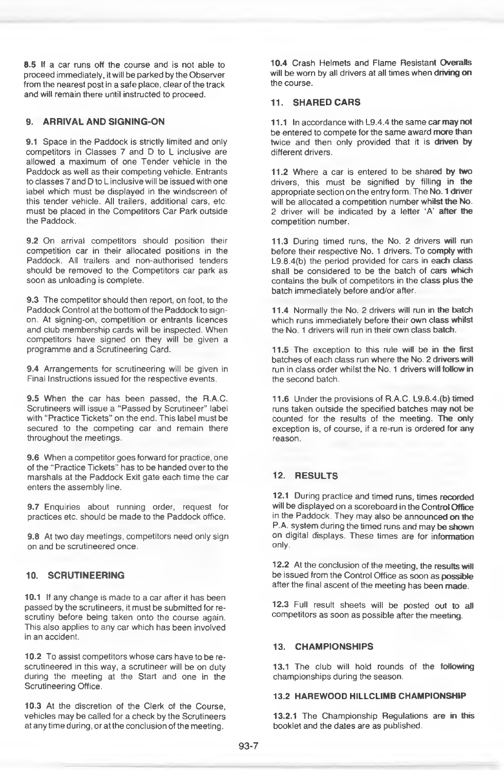**8.5** If a car runs off the course and is not able to proceed immediately, it will be parked by the Observer from the nearest post in a safe place, clear of the track and will remain there until instructed to proceed.

## 9. ARRIVAL AND SIGNING-ON

**9.1** Space in the Paddock is strictly limited and only competitors in Classes 7 and D to L inclusive are allowed a maximum of one Tender vehicle in the Paddock as well as their competing vehicle. Entrants to classes 7 and D to L inclusive will be issued with one label which must be displayed in the windscreen of this tender vehicle. All trailers, additional cars, etc. must be placed in the Competitors Car Park outside the Paddock.

**9.2** On arrival competitors should position their competition car in their allocated positions in the Paddock. All trailers and non-authorised tenders should be removed to the Competitors car park as soon as unloading is complete.

**9.3** The competitor should then report, on foot, to the Paddock Control at the bottom of the Paddock to sign-on. At signing-on, competition or entrants licences and club membership cards will be inspected. When competitors have signed on they will be given a programme and a Scrutineering Card.

**9.4** Arrangements for scrutineering will be given in Final Instructions issued for the respective events.

**9.5** When the car has been passed, the R.A.C. Scrutineers will issue a "Passed by Scrutineer" label with "Practice Tickets" on the end. This label must be secured to the competing car and remain there throughout the meetings.

**9.6** When a competitor goes forward for practice, one of the "Practice Tickets" has to be handed over to the marshals at the Paddock Exit gate each time the car enters the assembly line.

**9.7** Enquiries about running order, request for practices etc. should be made to the Paddock office.

**9.8** At two day meetings, competitors need only sign on and be scrutineered once.

## 10. SCRUTINEERING

**10.1** If any change is made to a car after it has been passed by the scrutineers, it must be submitted for re-scrutiny before being taken onto the course again. This also applies to any car which has been involved in an accident.

**10.2** To assist competitors whose cars have to be re-scrutineered in this way, a scrutineer will be on duty during the meeting at the Start and one in the Scrutineering Office.

**10.3** At the discretion of the Clerk of the Course, vehicles may be called for a check by the Scrutineers at any time during, or at the conclusion of the meeting.

**10.4** Crash Helmets and Flame Resistant Overalls will be worn by all drivers at all times when driving on the course.

## 11. SHARED CARS

**11.1** In accordance with L9.4.4 the same car may not be entered to compete for the same award more than twice and then only provided that it is driven by different drivers.

**11.2** Where a car is entered to be shared by two drivers, this must be signified by filling in the appropriate section on the entry form. The No. 1 driver will be allocated a competition number whilst the No. 2 driver will be indicated by a letter 'A' after the competition number.

**11.3** During timed runs, the No. 2 drivers will run before their respective No. 1 drivers. To comply with L9.8.4(b) the period provided for cars in each class shall be considered to be the batch of cars which contains the bulk of competitors in the class plus the batch immediately before and/or after.

**11.4** Normally the No. 2 drivers will run in the batch which runs immediately before their own class whilst the No. 1 drivers will run in their own class batch.

**11.5** The exception to this rule will be in the first batches of each class run where the No. 2 drivers will run in class order whilst the No. 1 drivers will follow in the second batch.

**11.6** Under the provisions of R.A.C. L9.8.4.(b) timed runs taken outside the specified batches may not be counted for the results of the meeting. The only exception is, of course, if a re-run is ordered for any reason.

## 12. RESULTS

**12.1** During practice and timed runs, times recorded will be displayed on a scoreboard in the Control Office in the Paddock. They may also be announced on the P.A. system during the timed runs and may be shown on digital displays. These times are for information only.

**12.2** At the conclusion of the meeting, the results will be issued from the Control Office as soon as possible after the final ascent of the meeting has been made.

**12.3** Full result sheets will be posted out to all competitors as soon as possible after the meeting.

## 13. CHAMPIONSHIPS

**13.1** The club will hold rounds of the following championships during the season.

### 13.2 HAREWOOD HILLCLIMB CHAMPIONSHIP

**13.2.1** The Championship Regulations are in this booklet and the dates are as published.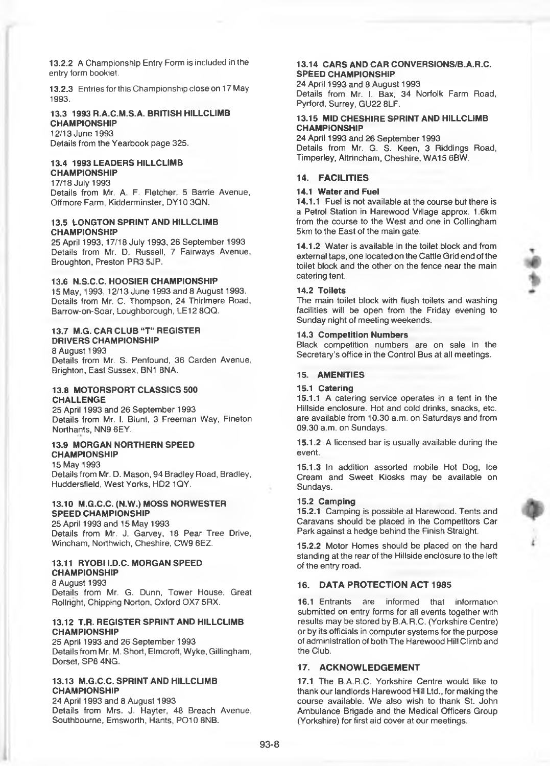**13.2.2** A Championship Entry Form is included in the entry form booklet.

**13.2.3** Entries for this Championship close on 17 May 1993.

### 13.3 1993 R.A.C.M.S.A. BRITISH HILLCLIMB CHAMPIONSHIP

12/13 June 1993
Details from the Yearbook page 325.

### 13.4 1993 LEADERS HILLCLIMB CHAMPIONSHIP

17/18 July 1993
Details from Mr. A. F. Fletcher, 5 Barrie Avenue, Offmore Farm, Kidderminster, DY10 3QN.

### 13.5 LONGTON SPRINT AND HILLCLIMB CHAMPIONSHIP

25 April 1993, 17/18 July 1993, 26 September 1993
Details from Mr. D. Russell, 7 Fairways Avenue, Broughton, Preston PR3 5JP.

### 13.6 N.S.C.C. HOOSIER CHAMPIONSHIP

15 May, 1993, 12/13 June 1993 and 8 August 1993.
Details from Mr. C. Thompson, 24 Thirlmere Road, Barrow-on-Soar, Loughborough, LE12 8QQ.

### 13.7 M.G. CAR CLUB "T" REGISTER DRIVERS CHAMPIONSHIP

8 August 1993
Details from Mr. S. Penfound, 36 Carden Avenue, Brighton, East Sussex, BN1 8NA.

### 13.8 MOTORSPORT CLASSICS 500 CHALLENGE

25 April 1993 and 26 September 1993
Details from Mr. I. Blunt, 3 Freeman Way, Fineton Northants, NN9 6EY.

### 13.9 MORGAN NORTHERN SPEED CHAMPIONSHIP

15 May 1993
Details from Mr. D. Mason, 94 Bradley Road, Bradley, Huddersfield, West Yorks, HD2 1QY.

### 13.10 M.G.C.C. (N.W.) MOSS NORWESTER SPEED CHAMPIONSHIP

25 April 1993 and 15 May 1993
Details from Mr. J. Garvey, 18 Pear Tree Drive, Wincham, Northwich, Cheshire, CW9 6EZ.

### 13.11 RYOBI I.D.C. MORGAN SPEED CHAMPIONSHIP

8 August 1993
Details from Mr. G. Dunn, Tower House, Great Rollright, Chipping Norton, Oxford OX7 5RX.

### 13.12 T.R. REGISTER SPRINT AND HILLCLIMB CHAMPIONSHIP

25 April 1993 and 26 September 1993
Details from Mr. M. Short, Elmcroft, Wyke, Gillingham, Dorset, SP8 4NG.

### 13.13 M.G.C.C. SPRINT AND HILLCLIMB CHAMPIONSHIP

24 April 1993 and 8 August 1993
Details from Mrs. J. Hayter, 48 Breach Avenue, Southbourne, Emsworth, Hants, PO10 8NB.

### 13.14 CARS AND CAR CONVERSIONS/B.A.R.C. SPEED CHAMPIONSHIP

24 April 1993 and 8 August 1993
Details from Mr. I. Bax, 34 Norfolk Farm Road, Pyrford, Surrey, GU22 8LF.

### 13.15 MID CHESHIRE SPRINT AND HILLCLIMB CHAMPIONSHIP

24 April 1993 and 26 September 1993
Details from Mr. G. S. Keen, 3 Riddings Road, Timperley, Altrincham, Cheshire, WA15 6BW.

## 14. FACILITIES

### 14.1 Water and Fuel

**14.1.1** Fuel is not available at the course but there is a Petrol Station in Harewood Village approx. 1.6km from the course to the West and one in Collingham 5km to the East of the main gate.

**14.1.2** Water is available in the toilet block and from external taps, one located on the Cattle Grid end of the toilet block and the other on the fence near the main catering tent.

### 14.2 Toilets

The main toilet block with flush toilets and washing facilities will be open from the Friday evening to Sunday night of meeting weekends.

### 14.3 Competition Numbers

Black competition numbers are on sale in the Secretary's office in the Control Bus at all meetings.

## 15. AMENITIES

### 15.1 Catering

**15.1.1** A catering service operates in a tent in the Hillside enclosure. Hot and cold drinks, snacks, etc. are available from 10.30 a.m. on Saturdays and from 09.30 a.m. on Sundays.

**15.1.2** A licensed bar is usually available during the event.

**15.1.3** In addition assorted mobile Hot Dog, Ice Cream and Sweet Kiosks may be available on Sundays.

### 15.2 Camping

**15.2.1** Camping is possible at Harewood. Tents and Caravans should be placed in the Competitors Car Park against a hedge behind the Finish Straight.

**15.2.2** Motor Homes should be placed on the hard standing at the rear of the Hillside enclosure to the left of the entry road.

## 16. DATA PROTECTION ACT 1985

**16.1** Entrants are informed that information submitted on entry forms for all events together with results may be stored by B.A.R.C. (Yorkshire Centre) or by its officials in computer systems for the purpose of administration of both The Harewood Hill Climb and the Club.

## 17. ACKNOWLEDGEMENT

**17.1** The B.A.R.C. Yorkshire Centre would like to thank our landlords Harewood Hill Ltd., for making the course available. We also wish to thank St. John Ambulance Brigade and the Medical Officers Group (Yorkshire) for first aid cover at our meetings.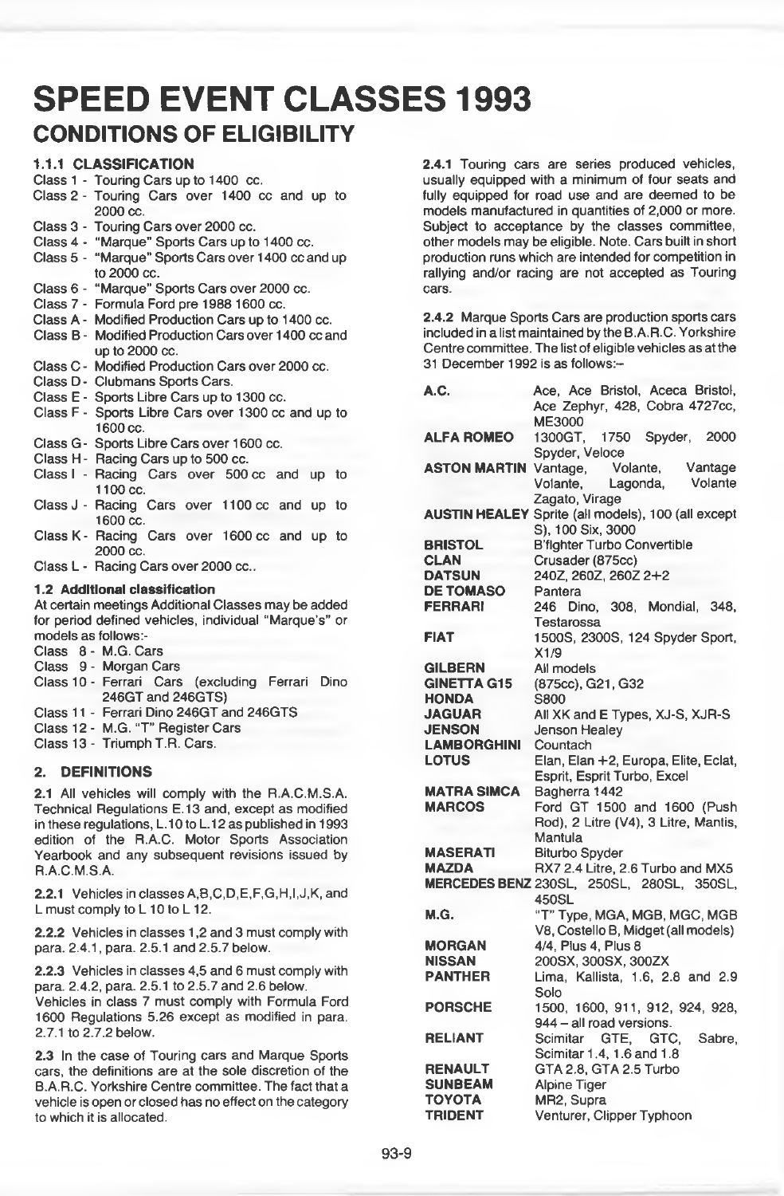# SPEED EVENT CLASSES 1993

## CONDITIONS OF ELIGIBILITY

### 1.1.1 CLASSIFICATION

- Class 1 - Touring Cars up to 1400 cc.
- Class 2 - Touring Cars over 1400 cc and up to 2000 cc.
- Class 3 - Touring Cars over 2000 cc.
- Class 4 - "Marque" Sports Cars up to 1400 cc.
- Class 5 - "Marque" Sports Cars over 1400 cc and up to 2000 cc.
- Class 6 - "Marque" Sports Cars over 2000 cc.
- Class 7 - Formula Ford pre 1988 1600 cc.
- Class A - Modified Production Cars up to 1400 cc.
- Class B - Modified Production Cars over 1400 cc and up to 2000 cc.
- Class C - Modified Production Cars over 2000 cc.
- Class D - Clubmans Sports Cars.
- Class E - Sports Libre Cars up to 1300 cc.
- Class F - Sports Libre Cars over 1300 cc and up to 1600 cc.
- Class G - Sports Libre Cars over 1600 cc.
- Class H - Racing Cars up to 500 cc.
- Class I - Racing Cars over 500 cc and up to 1100 cc.
- Class J - Racing Cars over 1100 cc and up to 1600 cc.
- Class K - Racing Cars over 1600 cc and up to 2000 cc.
- Class L - Racing Cars over 2000 cc..

### 1.2 Additional classification

At certain meetings Additional Classes may be added for period defined vehicles, individual "Marque's" or models as follows:-

- Class 8 - M.G. Cars
- Class 9 - Morgan Cars
- Class 10 - Ferrari Cars (excluding Ferrari Dino 246GT and 246GTS)
- Class 11 - Ferrari Dino 246GT and 246GTS
- Class 12 - M.G. "T" Register Cars
- Class 13 - Triumph T.R. Cars.

## 2. DEFINITIONS

**2.1** All vehicles will comply with the R.A.C.M.S.A. Technical Regulations E.13 and, except as modified in these regulations, L.10 to L.12 as published in 1993 edition of the R.A.C. Motor Sports Association Yearbook and any subsequent revisions issued by R.A.C.M.S.A.

**2.2.1** Vehicles in classes A,B,C,D,E,F,G,H,I,J,K, and L must comply to L 10 to L 12.

**2.2.2** Vehicles in classes 1,2 and 3 must comply with para. 2.4.1, para. 2.5.1 and 2.5.7 below.

**2.2.3** Vehicles in classes 4,5 and 6 must comply with para. 2.4.2, para. 2.5.1 to 2.5.7 and 2.6 below.
Vehicles in class 7 must comply with Formula Ford 1600 Regulations 5.26 except as modified in para. 2.7.1 to 2.7.2 below.

**2.3** In the case of Touring cars and Marque Sports cars, the definitions are at the sole discretion of the B.A.R.C. Yorkshire Centre committee. The fact that a vehicle is open or closed has no effect on the category to which it is allocated.

**2.4.1** Touring cars are series produced vehicles, usually equipped with a minimum of four seats and fully equipped for road use and are deemed to be models manufactured in quantities of 2,000 or more. Subject to acceptance by the classes committee, other models may be eligible. Note. Cars built in short production runs which are intended for competition in rallying and/or racing are not accepted as Touring cars.

**2.4.2** Marque Sports Cars are production sports cars included in a list maintained by the B.A.R.C. Yorkshire Centre committee. The list of eligible vehicles as at the 31 December 1992 is as follows:–

| | |
|---|---|
| **A.C.** | Ace, Ace Bristol, Aceca Bristol, Ace Zephyr, 428, Cobra 4727cc, ME3000 |
| **ALFA ROMEO** | 1300GT, 1750 Spyder, 2000 Spyder, Veloce |
| **ASTON MARTIN** | Vantage, Volante, Vantage Volante, Lagonda, Volante Zagato, Virage |
| **AUSTIN HEALEY** | Sprite (all models), 100 (all except S), 100 Six, 3000 |
| **BRISTOL** | B'fighter Turbo Convertible |
| **CLAN** | Crusader (875cc) |
| **DATSUN** | 240Z, 260Z, 260Z 2+2 |
| **DE TOMASO** | Pantera |
| **FERRARI** | 246 Dino, 308, Mondial, 348, Testarossa |
| **FIAT** | 1500S, 2300S, 124 Spyder Sport, X1/9 |
| **GILBERN** | All models |
| **GINETTA G15** | (875cc), G21, G32 |
| **HONDA** | S800 |
| **JAGUAR** | All XK and E Types, XJ-S, XJR-S |
| **JENSON** | Jenson Healey |
| **LAMBORGHINI** | Countach |
| **LOTUS** | Elan, Elan +2, Europa, Elite, Eclat, Esprit, Esprit Turbo, Excel |
| **MATRA SIMCA** | Bagherra 1442 |
| **MARCOS** | Ford GT 1500 and 1600 (Push Rod), 2 Litre (V4), 3 Litre, Mantis, Mantula |
| **MASERATI** | Biturbo Spyder |
| **MAZDA** | RX7 2.4 Litre, 2.6 Turbo and MX5 |
| **MERCEDES BENZ** | 230SL, 250SL, 280SL, 350SL, 450SL |
| **M.G.** | "T" Type, MGA, MGB, MGC, MGB V8, Costello B, Midget (all models) |
| **MORGAN** | 4/4, Plus 4, Plus 8 |
| **NISSAN** | 200SX, 300SX, 300ZX |
| **PANTHER** | Lima, Kallista, 1.6, 2.8 and 2.9 Solo |
| **PORSCHE** | 1500, 1600, 911, 912, 924, 928, 944 – all road versions. |
| **RELIANT** | Scimitar GTE, GTC, Sabre, Scimitar 1.4, 1.6 and 1.8 |
| **RENAULT** | GTA 2.8, GTA 2.5 Turbo |
| **SUNBEAM** | Alpine Tiger |
| **TOYOTA** | MR2, Supra |
| **TRIDENT** | Venturer, Clipper Typhoon |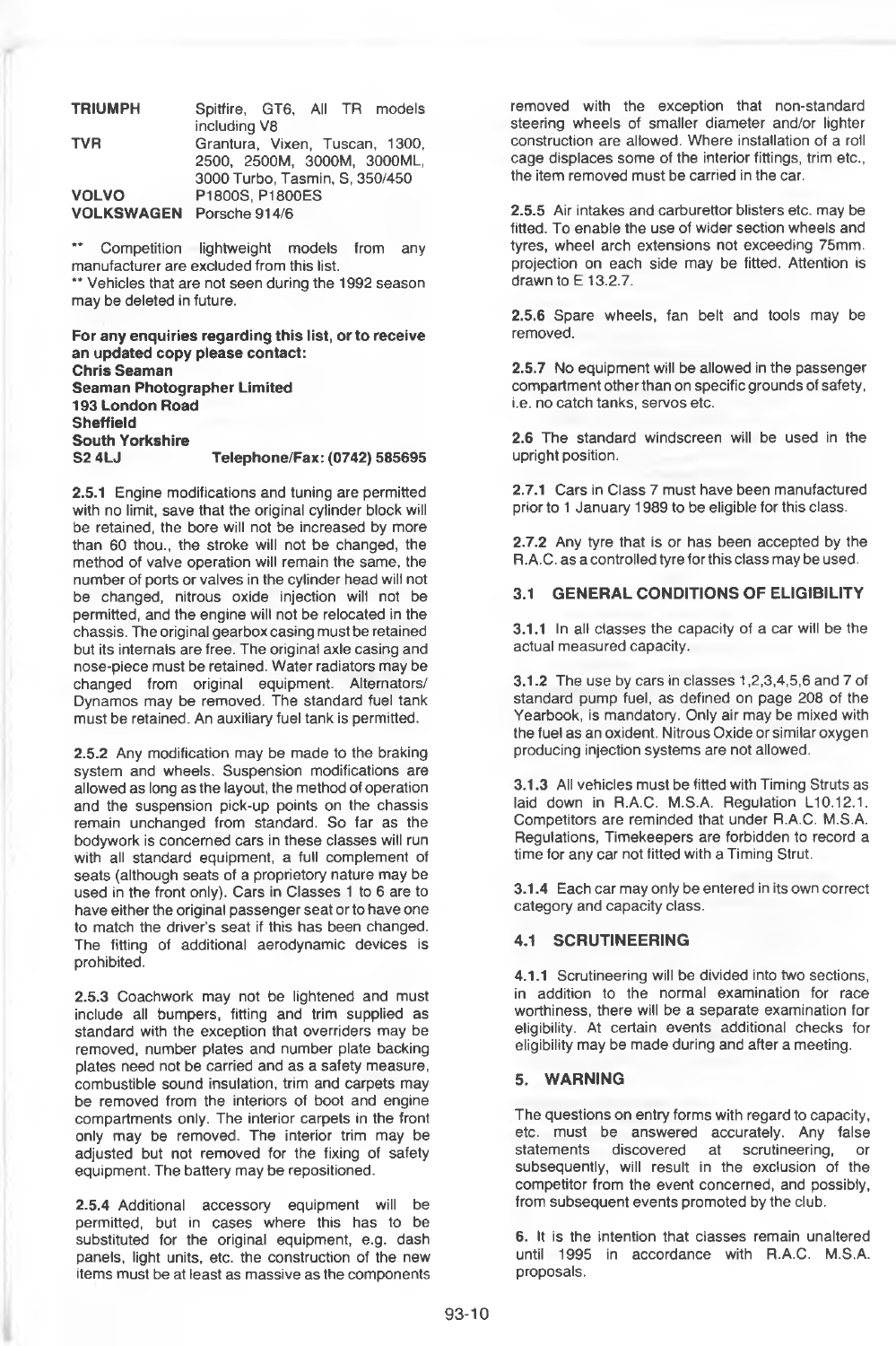| | |
|---|---|
| **TRIUMPH** | Spitfire, GT6, All TR models including V8 |
| **TVR** | Grantura, Vixen, Tuscan, 1300, 2500, 2500M, 3000M, 3000ML, 3000 Turbo, Tasmin, S, 350/450 |
| **VOLVO** | P1800S, P1800ES |
| **VOLKSWAGEN** | Porsche 914/6 |

** Competition lightweight models from any manufacturer are excluded from this list.
** Vehicles that are not seen during the 1992 season may be deleted in future.

**For any enquiries regarding this list, or to receive an updated copy please contact:**
**Chris Seaman**
**Seaman Photographer Limited**
**193 London Road**
**Sheffield**
**South Yorkshire**
**S2 4LJ Telephone/Fax: (0742) 585695**

**2.5.1** Engine modifications and tuning are permitted with no limit, save that the original cylinder block will be retained, the bore will not be increased by more than 60 thou., the stroke will not be changed, the method of valve operation will remain the same, the number of ports or valves in the cylinder head will not be changed, nitrous oxide injection will not be permitted, and the engine will not be relocated in the chassis. The original gearbox casing must be retained but its internals are free. The original axle casing and nose-piece must be retained. Water radiators may be changed from original equipment. Alternators/ Dynamos may be removed. The standard fuel tank must be retained. An auxiliary fuel tank is permitted.

**2.5.2** Any modification may be made to the braking system and wheels. Suspension modifications are allowed as long as the layout, the method of operation and the suspension pick-up points on the chassis remain unchanged from standard. So far as the bodywork is concerned cars in these classes will run with all standard equipment, a full complement of seats (although seats of a proprietory nature may be used in the front only). Cars in Classes 1 to 6 are to have either the original passenger seat or to have one to match the driver's seat if this has been changed. The fitting of additional aerodynamic devices is prohibited.

**2.5.3** Coachwork may not be lightened and must include all bumpers, fitting and trim supplied as standard with the exception that overriders may be removed, number plates and number plate backing plates need not be carried and as a safety measure, combustible sound insulation, trim and carpets may be removed from the interiors of boot and engine compartments only. The interior carpets in the front only may be removed. The interior trim may be adjusted but not removed for the fixing of safety equipment. The battery may be repositioned.

**2.5.4** Additional accessory equipment will be permitted, but in cases where this has to be substituted for the original equipment, e.g. dash panels, light units, etc. the construction of the new items must be at least as massive as the components removed with the exception that non-standard steering wheels of smaller diameter and/or lighter construction are allowed. Where installation of a roll cage displaces some of the interior fittings, trim etc., the item removed must be carried in the car.

**2.5.5** Air intakes and carburettor blisters etc. may be fitted. To enable the use of wider section wheels and tyres, wheel arch extensions not exceeding 75mm. projection on each side may be fitted. Attention is drawn to E 13.2.7.

**2.5.6** Spare wheels, fan belt and tools may be removed.

**2.5.7** No equipment will be allowed in the passenger compartment other than on specific grounds of safety, i.e. no catch tanks, servos etc.

**2.6** The standard windscreen will be used in the upright position.

**2.7.1** Cars in Class 7 must have been manufactured prior to 1 January 1989 to be eligible for this class.

**2.7.2** Any tyre that is or has been accepted by the R.A.C. as a controlled tyre for this class may be used.

## 3.1 GENERAL CONDITIONS OF ELIGIBILITY

**3.1.1** In all classes the capacity of a car will be the actual measured capacity.

**3.1.2** The use by cars in classes 1,2,3,4,5,6 and 7 of standard pump fuel, as defined on page 208 of the Yearbook, is mandatory. Only air may be mixed with the fuel as an oxident. Nitrous Oxide or similar oxygen producing injection systems are not allowed.

**3.1.3** All vehicles must be fitted with Timing Struts as laid down in R.A.C. M.S.A. Regulation L10.12.1. Competitors are reminded that under R.A.C. M.S.A. Regulations, Timekeepers are forbidden to record a time for any car not fitted with a Timing Strut.

**3.1.4** Each car may only be entered in its own correct category and capacity class.

## 4.1 SCRUTINEERING

**4.1.1** Scrutineering will be divided into two sections, in addition to the normal examination for race worthiness, there will be a separate examination for eligibility. At certain events additional checks for eligibility may be made during and after a meeting.

## 5. WARNING

The questions on entry forms with regard to capacity, etc. must be answered accurately. Any false statements discovered at scrutineering, or subsequently, will result in the exclusion of the competitor from the event concerned, and possibly, from subsequent events promoted by the club.

**6.** It is the intention that classes remain unaltered until 1995 in accordance with R.A.C. M.S.A. proposals.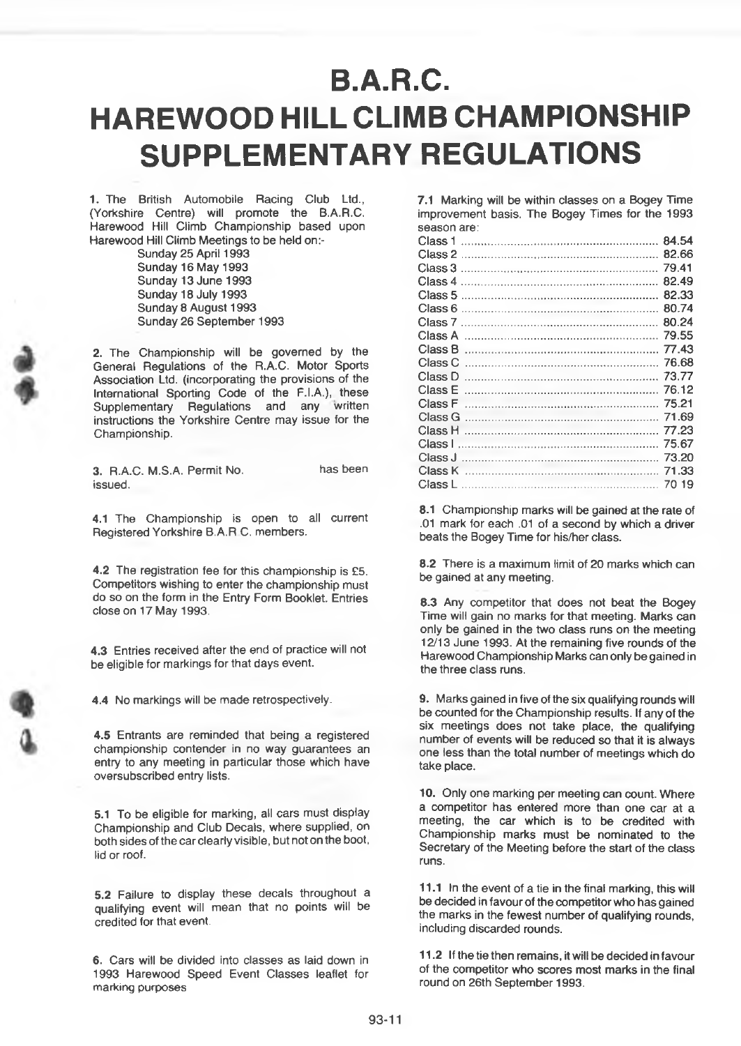# B.A.R.C.
# HAREWOOD HILL CLIMB CHAMPIONSHIP SUPPLEMENTARY REGULATIONS

**1.** The British Automobile Racing Club Ltd., (Yorkshire Centre) will promote the B.A.R.C. Harewood Hill Climb Championship based upon Harewood Hill Climb Meetings to be held on:-

Sunday 25 April 1993
Sunday 16 May 1993
Sunday 13 June 1993
Sunday 18 July 1993
Sunday 8 August 1993
Sunday 26 September 1993

**2.** The Championship will be governed by the General Regulations of the R.A.C. Motor Sports Association Ltd. (incorporating the provisions of the International Sporting Code of the F.I.A.), these Supplementary Regulations and any written instructions the Yorkshire Centre may issue for the Championship.

**3.** R.A.C. M.S.A. Permit No. has been issued.

**4.1** The Championship is open to all current Registered Yorkshire B.A.R C. members.

**4.2** The registration fee for this championship is £5. Competitors wishing to enter the championship must do so on the form in the Entry Form Booklet. Entries close on 17 May 1993.

**4.3** Entries received after the end of practice will not be eligible for markings for that days event.

**4.4** No markings will be made retrospectively.

**4.5** Entrants are reminded that being a registered championship contender in no way guarantees an entry to any meeting in particular those which have oversubscribed entry lists.

**5.1** To be eligible for marking, all cars must display Championship and Club Decals, where supplied, on both sides of the car clearly visible, but not on the boot, lid or roof.

**5.2** Failure to display these decals throughout a qualifying event will mean that no points will be credited for that event.

**6.** Cars will be divided into classes as laid down in 1993 Harewood Speed Event Classes leaflet for marking purposes

**7.1** Marking will be within classes on a Bogey Time improvement basis. The Bogey Times for the 1993 season are:

| Class | Bogey Time |
|---|---|
| Class 1 | 84.54 |
| Class 2 | 82.66 |
| Class 3 | 79.41 |
| Class 4 | 82.49 |
| Class 5 | 82.33 |
| Class 6 | 80.74 |
| Class 7 | 80.24 |
| Class A | 79.55 |
| Class B | 77.43 |
| Class C | 76.68 |
| Class D | 73.77 |
| Class E | 76.12 |
| Class F | 75.21 |
| Class G | 71.69 |
| Class H | 77.23 |
| Class I | 75.67 |
| Class J | 73.20 |
| Class K | 71.33 |
| Class L | 70 19 |

**8.1** Championship marks will be gained at the rate of .01 mark for each .01 of a second by which a driver beats the Bogey Time for his/her class.

**8.2** There is a maximum limit of 20 marks which can be gained at any meeting.

**8.3** Any competitor that does not beat the Bogey Time will gain no marks for that meeting. Marks can only be gained in the two class runs on the meeting 12/13 June 1993. At the remaining five rounds of the Harewood Championship Marks can only be gained in the three class runs.

**9.** Marks gained in five of the six qualifying rounds will be counted for the Championship results. If any of the six meetings does not take place, the qualifying number of events will be reduced so that it is always one less than the total number of meetings which do take place.

**10.** Only one marking per meeting can count. Where a competitor has entered more than one car at a meeting, the car which is to be credited with Championship marks must be nominated to the Secretary of the Meeting before the start of the class runs.

**11.1** In the event of a tie in the final marking, this will be decided in favour of the competitor who has gained the marks in the fewest number of qualifying rounds, including discarded rounds.

**11.2** If the tie then remains, it will be decided in favour of the competitor who scores most marks in the final round on 26th September 1993.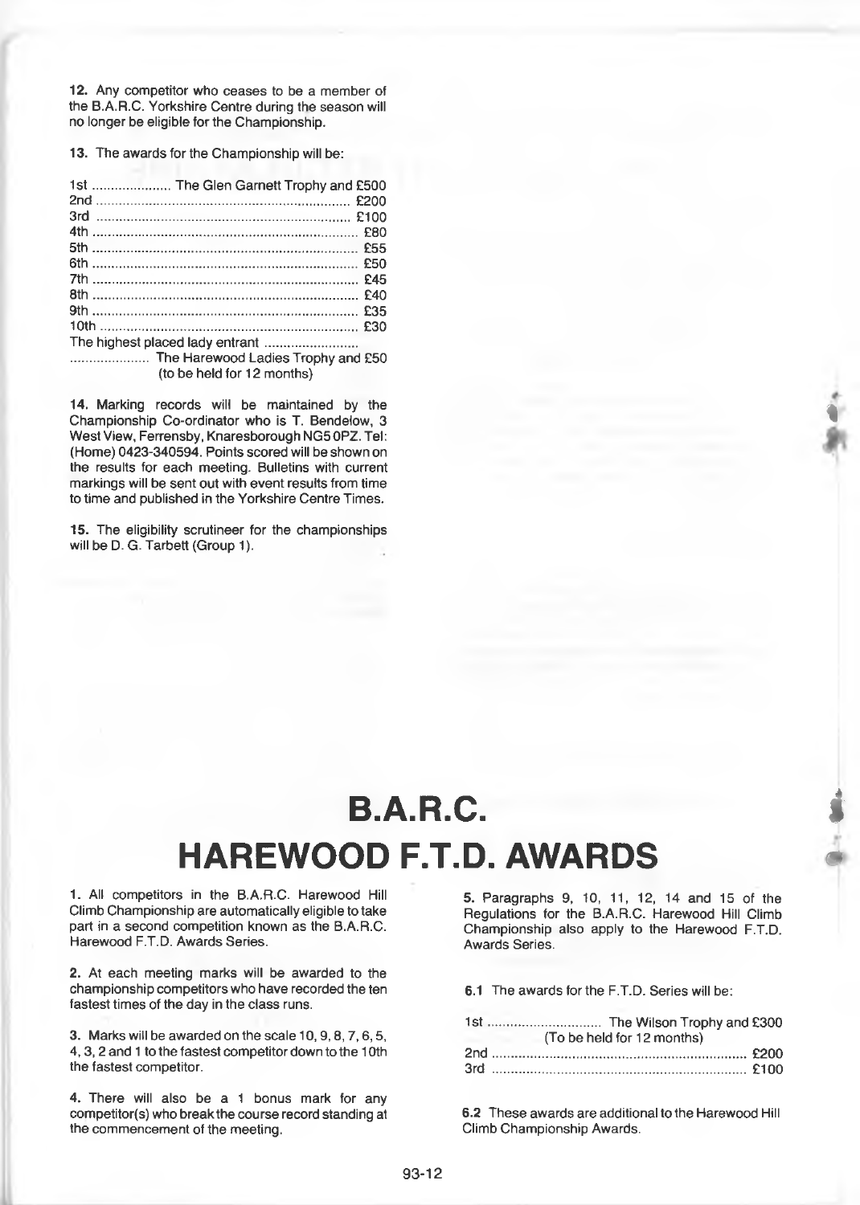**12.** Any competitor who ceases to be a member of the B.A.R.C. Yorkshire Centre during the season will no longer be eligible for the Championship.

**13.** The awards for the Championship will be:

| | |
|---|---|
| 1st | The Glen Garnett Trophy and £500 |
| 2nd | £200 |
| 3rd | £100 |
| 4th | £80 |
| 5th | £55 |
| 6th | £50 |
| 7th | £45 |
| 8th | £40 |
| 9th | £35 |
| 10th | £30 |
| The highest placed lady entrant | The Harewood Ladies Trophy and £50 (to be held for 12 months) |

**14.** Marking records will be maintained by the Championship Co-ordinator who is T. Bendelow, 3 West View, Ferrensby, Knaresborough NG5 0PZ. Tel: (Home) 0423-340594. Points scored will be shown on the results for each meeting. Bulletins with current markings will be sent out with event results from time to time and published in the Yorkshire Centre Times.

**15.** The eligibility scrutineer for the championships will be D. G. Tarbett (Group 1).

# B.A.R.C.
# HAREWOOD F.T.D. AWARDS

**1.** All competitors in the B.A.R.C. Harewood Hill Climb Championship are automatically eligible to take part in a second competition known as the B.A.R.C. Harewood F.T.D. Awards Series.

**2.** At each meeting marks will be awarded to the championship competitors who have recorded the ten fastest times of the day in the class runs.

**3.** Marks will be awarded on the scale 10, 9, 8, 7, 6, 5, 4, 3, 2 and 1 to the fastest competitor down to the 10th the fastest competitor.

**4.** There will also be a 1 bonus mark for any competitor(s) who break the course record standing at the commencement of the meeting.

**5.** Paragraphs 9, 10, 11, 12, 14 and 15 of the Regulations for the B.A.R.C. Harewood Hill Climb Championship also apply to the Harewood F.T.D. Awards Series.

**6.1** The awards for the F.T.D. Series will be:

| | |
|---|---|
| 1st | The Wilson Trophy and £300 (To be held for 12 months) |
| 2nd | £200 |
| 3rd | £100 |

**6.2** These awards are additional to the Harewood Hill Climb Championship Awards.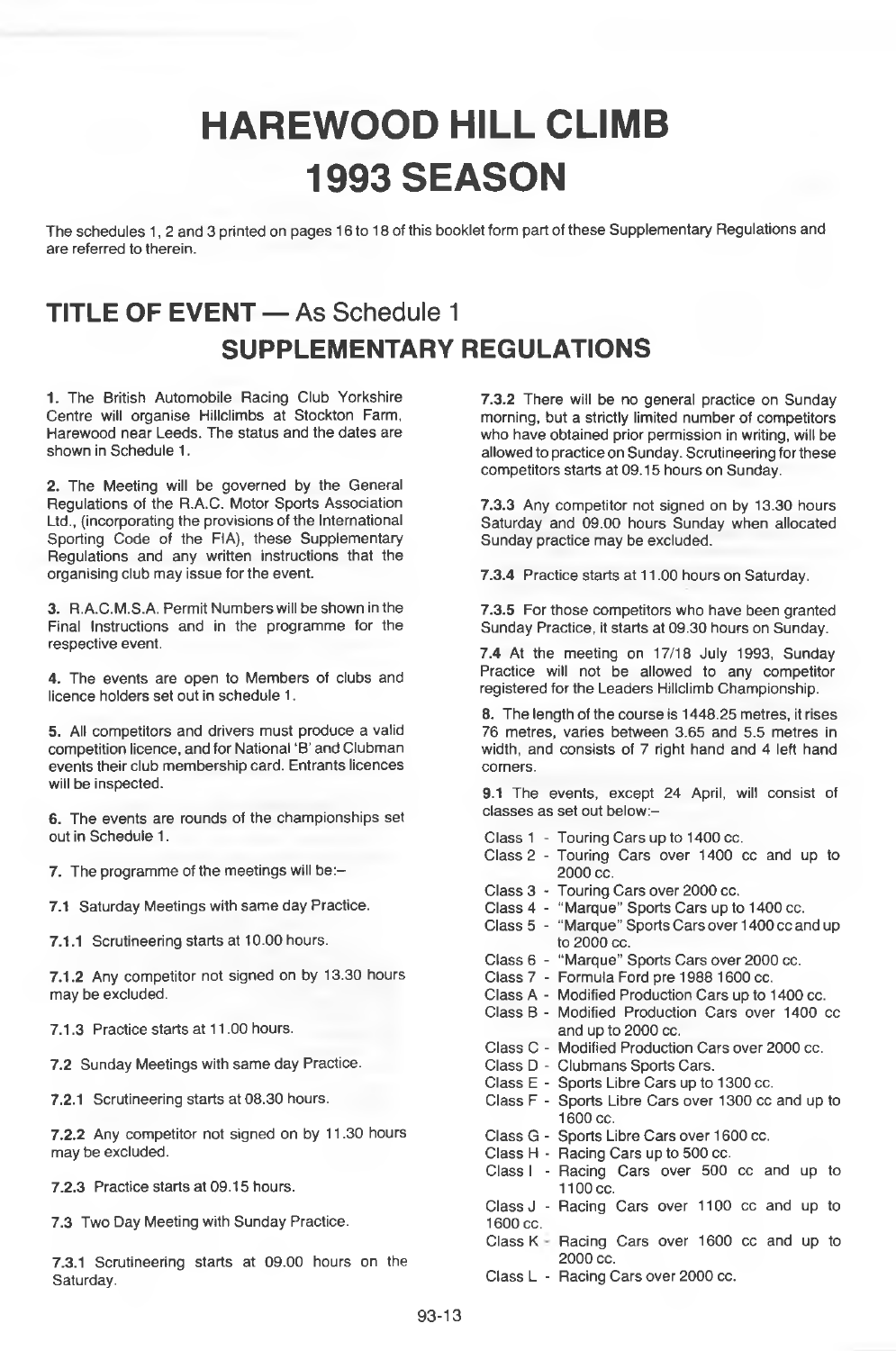# HAREWOOD HILL CLIMB
# 1993 SEASON

The schedules 1, 2 and 3 printed on pages 16 to 18 of this booklet form part of these Supplementary Regulations and are referred to therein.

## TITLE OF EVENT — As Schedule 1

## SUPPLEMENTARY REGULATIONS

**1.** The British Automobile Racing Club Yorkshire Centre will organise Hillclimbs at Stockton Farm, Harewood near Leeds. The status and the dates are shown in Schedule 1.

**2.** The Meeting will be governed by the General Regulations of the R.A.C. Motor Sports Association Ltd., (incorporating the provisions of the International Sporting Code of the FIA), these Supplementary Regulations and any written instructions that the organising club may issue for the event.

**3.** R.A.C.M.S.A. Permit Numbers will be shown in the Final Instructions and in the programme for the respective event.

**4.** The events are open to Members of clubs and licence holders set out in schedule 1.

**5.** All competitors and drivers must produce a valid competition licence, and for National 'B' and Clubman events their club membership card. Entrants licences will be inspected.

**6.** The events are rounds of the championships set out in Schedule 1.

**7.** The programme of the meetings will be:–

**7.1** Saturday Meetings with same day Practice.

**7.1.1** Scrutineering starts at 10.00 hours.

**7.1.2** Any competitor not signed on by 13.30 hours may be excluded.

**7.1.3** Practice starts at 11.00 hours.

**7.2** Sunday Meetings with same day Practice.

**7.2.1** Scrutineering starts at 08.30 hours.

**7.2.2** Any competitor not signed on by 11.30 hours may be excluded.

**7.2.3** Practice starts at 09.15 hours.

**7.3** Two Day Meeting with Sunday Practice.

**7.3.1** Scrutineering starts at 09.00 hours on the Saturday.

**7.3.2** There will be no general practice on Sunday morning, but a strictly limited number of competitors who have obtained prior permission in writing, will be allowed to practice on Sunday. Scrutineering for these competitors starts at 09.15 hours on Sunday.

**7.3.3** Any competitor not signed on by 13.30 hours Saturday and 09.00 hours Sunday when allocated Sunday practice may be excluded.

**7.3.4** Practice starts at 11.00 hours on Saturday.

**7.3.5** For those competitors who have been granted Sunday Practice, it starts at 09.30 hours on Sunday.

**7.4** At the meeting on 17/18 July 1993, Sunday Practice will not be allowed to any competitor registered for the Leaders Hillclimb Championship.

**8.** The length of the course is 1448.25 metres, it rises 76 metres, varies between 3.65 and 5.5 metres in width, and consists of 7 right hand and 4 left hand corners.

**9.1** The events, except 24 April, will consist of classes as set out below:–

- Class 1 - Touring Cars up to 1400 cc.
- Class 2 - Touring Cars over 1400 cc and up to 2000 cc.
- Class 3 - Touring Cars over 2000 cc.
- Class 4 - "Marque" Sports Cars up to 1400 cc.
- Class 5 - "Marque" Sports Cars over 1400 cc and up to 2000 cc.
- Class 6 - "Marque" Sports Cars over 2000 cc.
- Class 7 - Formula Ford pre 1988 1600 cc.
- Class A - Modified Production Cars up to 1400 cc.
- Class B - Modified Production Cars over 1400 cc and up to 2000 cc.
- Class C - Modified Production Cars over 2000 cc.
- Class D - Clubmans Sports Cars.
- Class E - Sports Libre Cars up to 1300 cc.
- Class F - Sports Libre Cars over 1300 cc and up to 1600 cc.
- Class G - Sports Libre Cars over 1600 cc.
- Class H - Racing Cars up to 500 cc.
- Class I - Racing Cars over 500 cc and up to 1100 cc.
- Class J - Racing Cars over 1100 cc and up to 1600 cc.
- Class K - Racing Cars over 1600 cc and up to 2000 cc.
- Class L - Racing Cars over 2000 cc.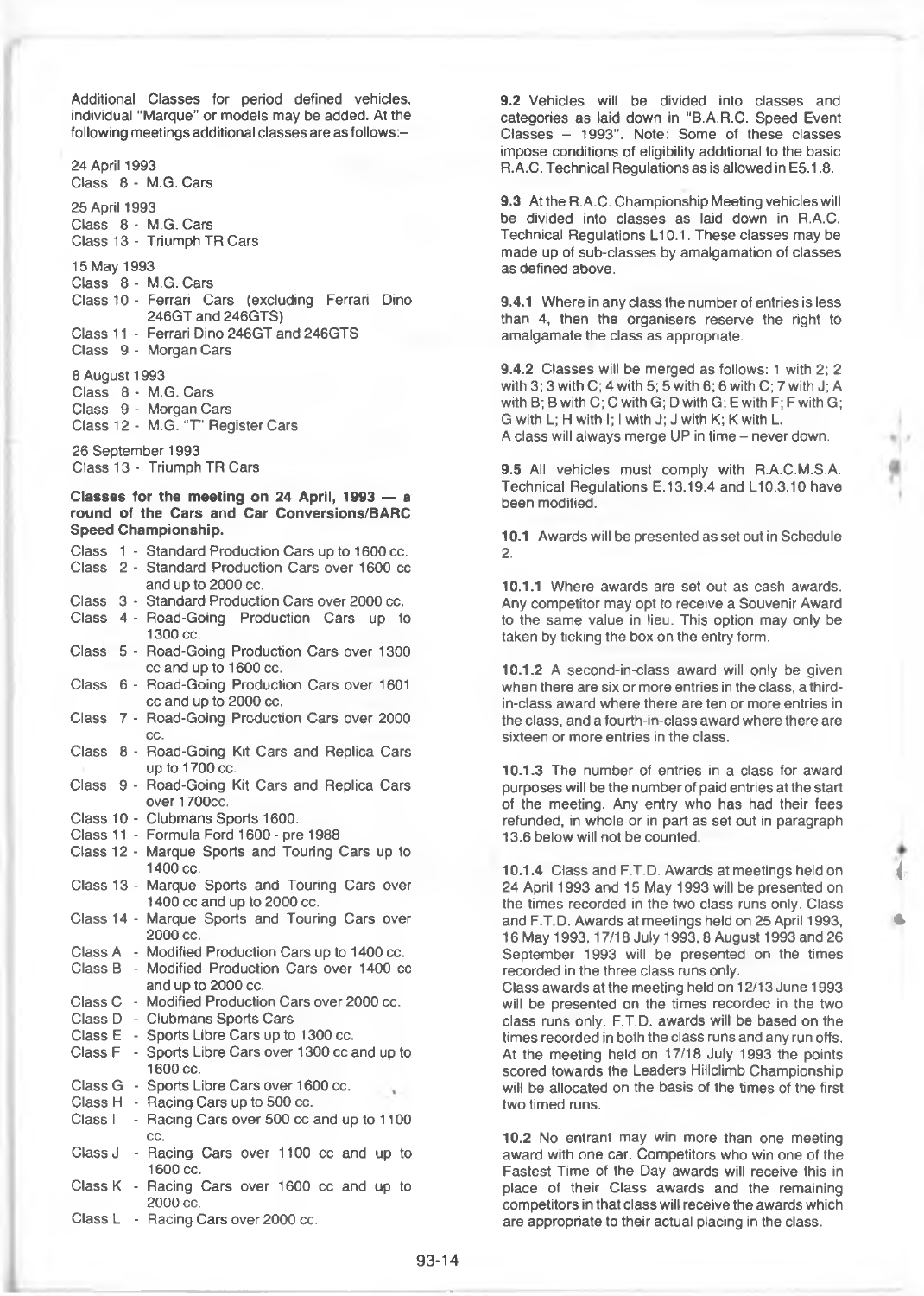Additional Classes for period defined vehicles, individual "Marque" or models may be added. At the following meetings additional classes are as follows:–

24 April 1993
Class 8 - M.G. Cars

25 April 1993
Class 8 - M.G. Cars
Class 13 - Triumph TR Cars

15 May 1993
Class 8 - M.G. Cars
Class 10 - Ferrari Cars (excluding Ferrari Dino 246GT and 246GTS)
Class 11 - Ferrari Dino 246GT and 246GTS
Class 9 - Morgan Cars

8 August 1993
Class 8 - M.G. Cars
Class 9 - Morgan Cars
Class 12 - M.G. "T" Register Cars

26 September 1993
Class 13 - Triumph TR Cars

**Classes for the meeting on 24 April, 1993 — a round of the Cars and Car Conversions/BARC Speed Championship.**

- Class 1 - Standard Production Cars up to 1600 cc.
- Class 2 - Standard Production Cars over 1600 cc and up to 2000 cc.
- Class 3 - Standard Production Cars over 2000 cc.
- Class 4 - Road-Going Production Cars up to 1300 cc.
- Class 5 - Road-Going Production Cars over 1300 cc and up to 1600 cc.
- Class 6 - Road-Going Production Cars over 1601 cc and up to 2000 cc.
- Class 7 - Road-Going Production Cars over 2000 cc.
- Class 8 - Road-Going Kit Cars and Replica Cars up to 1700 cc.
- Class 9 - Road-Going Kit Cars and Replica Cars over 1700cc.
- Class 10 - Clubmans Sports 1600.
- Class 11 - Formula Ford 1600 - pre 1988
- Class 12 - Marque Sports and Touring Cars up to 1400 cc.
- Class 13 - Marque Sports and Touring Cars over 1400 cc and up to 2000 cc.
- Class 14 - Marque Sports and Touring Cars over 2000 cc.
- Class A - Modified Production Cars up to 1400 cc.
- Class B - Modified Production Cars over 1400 cc and up to 2000 cc.
- Class C - Modified Production Cars over 2000 cc.
- Class D - Clubmans Sports Cars
- Class E - Sports Libre Cars up to 1300 cc.
- Class F - Sports Libre Cars over 1300 cc and up to 1600 cc.
- Class G - Sports Libre Cars over 1600 cc.
- Class H - Racing Cars up to 500 cc.
- Class I - Racing Cars over 500 cc and up to 1100 cc.
- Class J - Racing Cars over 1100 cc and up to 1600 cc.
- Class K - Racing Cars over 1600 cc and up to 2000 cc.
- Class L - Racing Cars over 2000 cc.

**9.2** Vehicles will be divided into classes and categories as laid down in "B.A.R.C. Speed Event Classes – 1993". Note: Some of these classes impose conditions of eligibility additional to the basic R.A.C. Technical Regulations as is allowed in E5.1.8.

**9.3** At the R.A.C. Championship Meeting vehicles will be divided into classes as laid down in R.A.C. Technical Regulations L10.1. These classes may be made up of sub-classes by amalgamation of classes as defined above.

**9.4.1** Where in any class the number of entries is less than 4, then the organisers reserve the right to amalgamate the class as appropriate.

**9.4.2** Classes will be merged as follows: 1 with 2; 2 with 3; 3 with C; 4 with 5; 5 with 6; 6 with C; 7 with J; A with B; B with C; C with G; D with G; E with F; F with G; G with L; H with I; I with J; J with K; K with L.
A class will always merge UP in time – never down.

**9.5** All vehicles must comply with R.A.C.M.S.A. Technical Regulations E.13.19.4 and L10.3.10 have been modified.

**10.1** Awards will be presented as set out in Schedule 2.

**10.1.1** Where awards are set out as cash awards. Any competitor may opt to receive a Souvenir Award to the same value in lieu. This option may only be taken by ticking the box on the entry form.

**10.1.2** A second-in-class award will only be given when there are six or more entries in the class, a third-in-class award where there are ten or more entries in the class, and a fourth-in-class award where there are sixteen or more entries in the class.

**10.1.3** The number of entries in a class for award purposes will be the number of paid entries at the start of the meeting. Any entry who has had their fees refunded, in whole or in part as set out in paragraph 13.6 below will not be counted.

**10.1.4** Class and F.T.D. Awards at meetings held on 24 April 1993 and 15 May 1993 will be presented on the times recorded in the two class runs only. Class and F.T.D. Awards at meetings held on 25 April 1993, 16 May 1993, 17/18 July 1993, 8 August 1993 and 26 September 1993 will be presented on the times recorded in the three class runs only.
Class awards at the meeting held on 12/13 June 1993 will be presented on the times recorded in the two class runs only. F.T.D. awards will be based on the times recorded in both the class runs and any run offs. At the meeting held on 17/18 July 1993 the points scored towards the Leaders Hillclimb Championship will be allocated on the basis of the times of the first two timed runs.

**10.2** No entrant may win more than one meeting award with one car. Competitors who win one of the Fastest Time of the Day awards will receive this in place of their Class awards and the remaining competitors in that class will receive the awards which are appropriate to their actual placing in the class.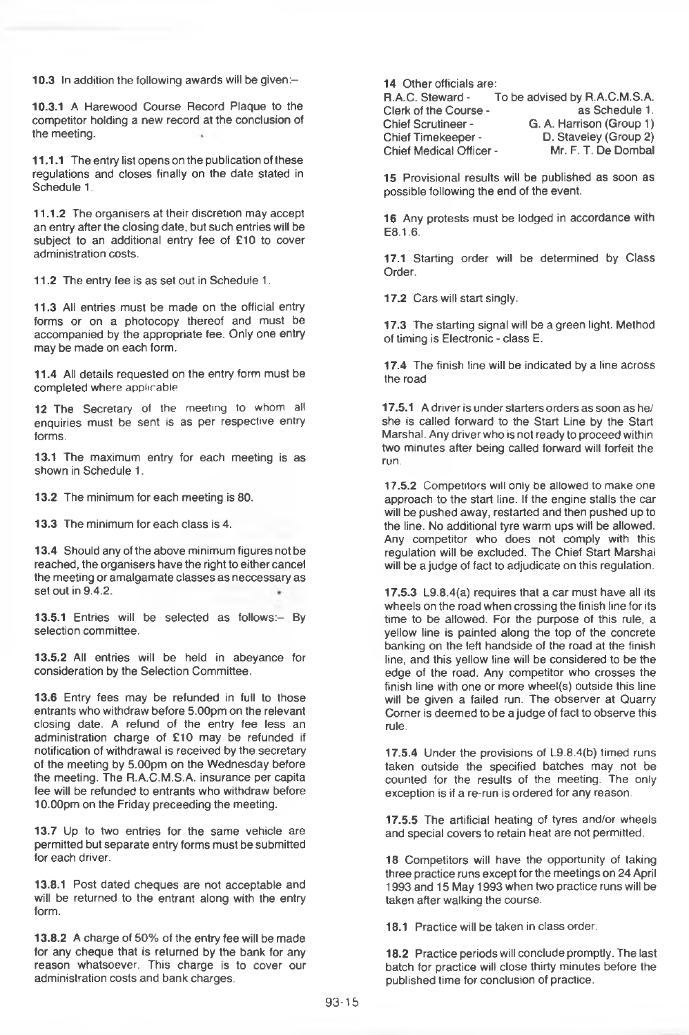**10.3** In addition the following awards will be given:–

**10.3.1** A Harewood Course Record Plaque to the competitor holding a new record at the conclusion of the meeting.

**11.1.1** The entry list opens on the publication of these regulations and closes finally on the date stated in Schedule 1.

**11.1.2** The organisers at their discretion may accept an entry after the closing date, but such entries will be subject to an additional entry fee of £10 to cover administration costs.

**11.2** The entry fee is as set out in Schedule 1.

**11.3** All entries must be made on the official entry forms or on a photocopy thereof and must be accompanied by the appropriate fee. Only one entry may be made on each form.

**11.4** All details requested on the entry form must be completed where applicable

**12** The Secretary of the meeting to whom all enquiries must be sent is as per respective entry forms.

**13.1** The maximum entry for each meeting is as shown in Schedule 1.

**13.2** The minimum for each meeting is 80.

**13.3** The minimum for each class is 4.

**13.4** Should any of the above minimum figures not be reached, the organisers have the right to either cancel the meeting or amalgamate classes as neccessary as set out in 9.4.2.

**13.5.1** Entries will be selected as follows:– By selection committee.

**13.5.2** All entries will be held in abeyance for consideration by the Selection Committee.

**13.6** Entry fees may be refunded in full to those entrants who withdraw before 5.00pm on the relevant closing date. A refund of the entry fee less an administration charge of £10 may be refunded if notification of withdrawal is received by the secretary of the meeting by 5.00pm on the Wednesday before the meeting. The R.A.C.M.S.A. insurance per capita fee will be refunded to entrants who withdraw before 10.00pm on the Friday preceeding the meeting.

**13.7** Up to two entries for the same vehicle are permitted but separate entry forms must be submitted for each driver.

**13.8.1** Post dated cheques are not acceptable and will be returned to the entrant along with the entry form.

**13.8.2** A charge of 50% of the entry fee will be made for any cheque that is returned by the bank for any reason whatsoever. This charge is to cover our administration costs and bank charges.

**14** Other officials are:

| | |
|---|---|
| R.A.C. Steward - | To be advised by R.A.C.M.S.A. |
| Clerk of the Course - | as Schedule 1. |
| Chief Scrutineer - | G. A. Harrison (Group 1) |
| Chief Timekeeper - | D. Staveley (Group 2) |
| Chief Medical Officer - | Mr. F. T. De Dombal |

**15** Provisional results will be published as soon as possible following the end of the event.

**16** Any protests must be lodged in accordance with E8.1.6.

**17.1** Starting order will be determined by Class Order.

**17.2** Cars will start singly.

**17.3** The starting signal will be a green light. Method of timing is Electronic - class E.

**17.4** The finish line will be indicated by a line across the road

**17.5.1** A driver is under starters orders as soon as he/she is called forward to the Start Line by the Start Marshal. Any driver who is not ready to proceed within two minutes after being called forward will forfeit the run.

**17.5.2** Competitors will only be allowed to make one approach to the start line. If the engine stalls the car will be pushed away, restarted and then pushed up to the line. No additional tyre warm ups will be allowed. Any competitor who does not comply with this regulation will be excluded. The Chief Start Marshal will be a judge of fact to adjudicate on this regulation.

**17.5.3** L9.8.4(a) requires that a car must have all its wheels on the road when crossing the finish line for its time to be allowed. For the purpose of this rule, a yellow line is painted along the top of the concrete banking on the left handside of the road at the finish line, and this yellow line will be considered to be the edge of the road. Any competitor who crosses the finish line with one or more wheel(s) outside this line will be given a failed run. The observer at Quarry Corner is deemed to be a judge of fact to observe this rule.

**17.5.4** Under the provisions of L9.8.4(b) timed runs taken outside the specified batches may not be counted for the results of the meeting. The only exception is if a re-run is ordered for any reason.

**17.5.5** The artificial heating of tyres and/or wheels and special covers to retain heat are not permitted.

**18** Competitors will have the opportunity of taking three practice runs except for the meetings on 24 April 1993 and 15 May 1993 when two practice runs will be taken after walking the course.

**18.1** Practice will be taken in class order.

**18.2** Practice periods will conclude promptly. The last batch for practice will close thirty minutes before the published time for conclusion of practice.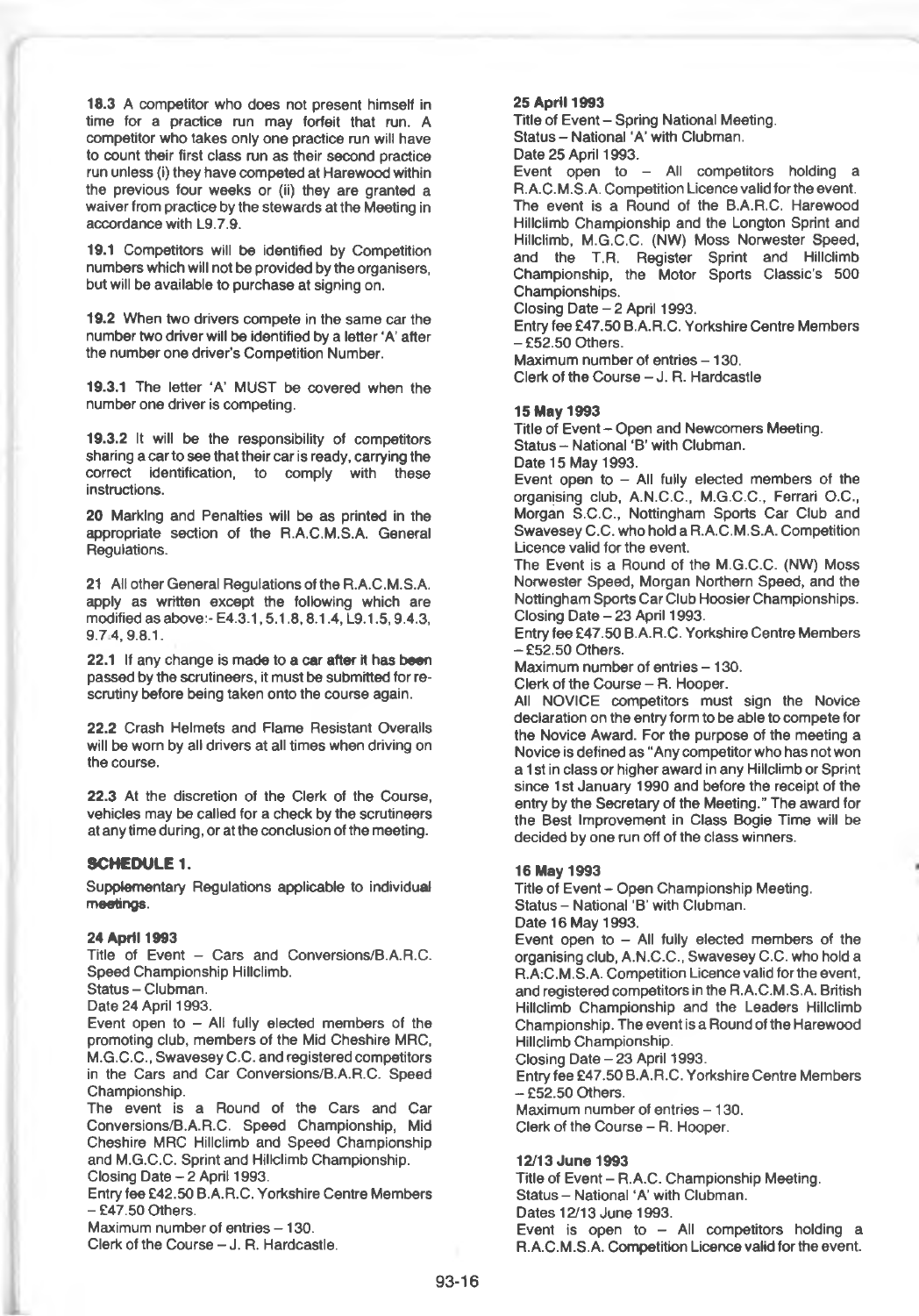**18.3** A competitor who does not present himself in time for a practice run may forfeit that run. A competitor who takes only one practice run will have to count their first class run as their second practice run unless (i) they have competed at Harewood within the previous four weeks or (ii) they are granted a waiver from practice by the stewards at the Meeting in accordance with L9.7.9.

**19.1** Competitors will be identified by Competition numbers which will not be provided by the organisers, but will be available to purchase at signing on.

**19.2** When two drivers compete in the same car the number two driver will be identified by a letter 'A' after the number one driver's Competition Number.

**19.3.1** The letter 'A' MUST be covered when the number one driver is competing.

**19.3.2** It will be the responsibility of competitors sharing a car to see that their car is ready, carrying the correct identification, to comply with these instructions.

**20** Marking and Penalties will be as printed in the appropriate section of the R.A.C.M.S.A. General Regulations.

**21** All other General Regulations of the R.A.C.M.S.A. apply as written except the following which are modified as above:- E4.3.1, 5.1.8, 8.1.4, L9.1.5, 9.4.3, 9.7.4, 9.8.1.

**22.1** If any change is made to a car after it has been passed by the scrutineers, it must be submitted for re-scrutiny before being taken onto the course again.

**22.2** Crash Helmets and Flame Resistant Overalls will be worn by all drivers at all times when driving on the course.

**22.3** At the discretion of the Clerk of the Course, vehicles may be called for a check by the scrutineers at any time during, or at the conclusion of the meeting.

## SCHEDULE 1.

Supplementary Regulations applicable to individual meetings.

### 24 April 1993

Title of Event – Cars and Conversions/B.A.R.C. Speed Championship Hillclimb.
Status – Clubman.
Date 24 April 1993.
Event open to – All fully elected members of the promoting club, members of the Mid Cheshire MRC, M.G.C.C., Swavesey C.C. and registered competitors in the Cars and Car Conversions/B.A.R.C. Speed Championship.
The event is a Round of the Cars and Car Conversions/B.A.R.C. Speed Championship, Mid Cheshire MRC Hillclimb and Speed Championship and M.G.C.C. Sprint and Hillclimb Championship.
Closing Date – 2 April 1993.
Entry fee £42.50 B.A.R.C. Yorkshire Centre Members – £47.50 Others.
Maximum number of entries – 130.
Clerk of the Course – J. R. Hardcastle.

### 25 April 1993

Title of Event – Spring National Meeting.
Status – National 'A' with Clubman.
Date 25 April 1993.
Event open to – All competitors holding a R.A.C.M.S.A. Competition Licence valid for the event.
The event is a Round of the B.A.R.C. Harewood Hillclimb Championship and the Longton Sprint and Hillclimb, M.G.C.C. (NW) Moss Norwester Speed, and the T.R. Register Sprint and Hillclimb Championship, the Motor Sports Classic's 500 Championships.
Closing Date – 2 April 1993.
Entry fee £47.50 B.A.R.C. Yorkshire Centre Members – £52.50 Others.
Maximum number of entries – 130.
Clerk of the Course – J. R. Hardcastle

### 15 May 1993

Title of Event – Open and Newcomers Meeting.
Status – National 'B' with Clubman.
Date 15 May 1993.
Event open to – All fully elected members of the organising club, A.N.C.C., M.G.C.C., Ferrari O.C., Morgan S.C.C., Nottingham Sports Car Club and Swavesey C.C. who hold a R.A.C.M.S.A. Competition Licence valid for the event.
The Event is a Round of the M.G.C.C. (NW) Moss Norwester Speed, Morgan Northern Speed, and the Nottingham Sports Car Club Hoosier Championships.
Closing Date – 23 April 1993.
Entry fee £47.50 B.A.R.C. Yorkshire Centre Members – £52.50 Others.
Maximum number of entries – 130.
Clerk of the Course – R. Hooper.
All NOVICE competitors must sign the Novice declaration on the entry form to be able to compete for the Novice Award. For the purpose of the meeting a Novice is defined as "Any competitor who has not won a 1st in class or higher award in any Hillclimb or Sprint since 1st January 1990 and before the receipt of the entry by the Secretary of the Meeting." The award for the Best Improvement in Class Bogie Time will be decided by one run off of the class winners.

### 16 May 1993

Title of Event – Open Championship Meeting.
Status – National 'B' with Clubman.
Date 16 May 1993.
Event open to – All fully elected members of the organising club, A.N.C.C., Swavesey C.C. who hold a R.A.C.M.S.A. Competition Licence valid for the event, and registered competitors in the R.A.C.M.S.A. British Hillclimb Championship and the Leaders Hillclimb Championship. The event is a Round of the Harewood Hillclimb Championship.
Closing Date – 23 April 1993.
Entry fee £47.50 B.A.R.C. Yorkshire Centre Members – £52.50 Others.
Maximum number of entries – 130.
Clerk of the Course – R. Hooper.

### 12/13 June 1993

Title of Event – R.A.C. Championship Meeting.
Status – National 'A' with Clubman.
Dates 12/13 June 1993.
Event is open to – All competitors holding a R.A.C.M.S.A. Competition Licence valid for the event.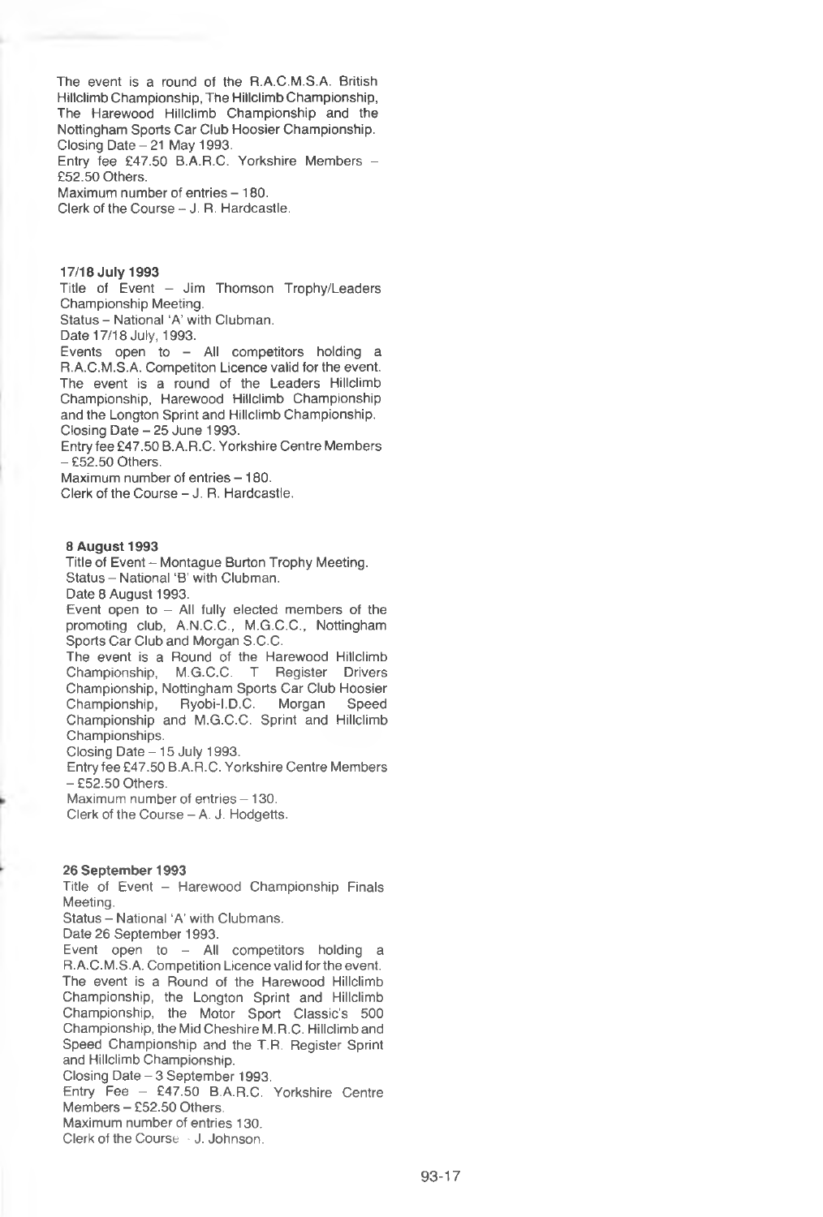The event is a round of the R.A.C.M.S.A. British Hillclimb Championship, The Hillclimb Championship, The Harewood Hillclimb Championship and the Nottingham Sports Car Club Hoosier Championship.
Closing Date – 21 May 1993.
Entry fee £47.50 B.A.R.C. Yorkshire Members – £52.50 Others.
Maximum number of entries – 180.
Clerk of the Course – J. R. Hardcastle.

**17/18 July 1993**

Title of Event – Jim Thomson Trophy/Leaders Championship Meeting.
Status – National 'A' with Clubman.
Date 17/18 July, 1993.
Events open to – All competitors holding a R.A.C.M.S.A. Competiton Licence valid for the event.
The event is a round of the Leaders Hillclimb Championship, Harewood Hillclimb Championship and the Longton Sprint and Hillclimb Championship.
Closing Date – 25 June 1993.
Entry fee £47.50 B.A.R.C. Yorkshire Centre Members – £52.50 Others.
Maximum number of entries – 180.
Clerk of the Course – J. R. Hardcastle.

**8 August 1993**

Title of Event – Montague Burton Trophy Meeting.
Status – National 'B' with Clubman.
Date 8 August 1993.
Event open to – All fully elected members of the promoting club, A.N.C.C., M.G.C.C., Nottingham Sports Car Club and Morgan S.C.C.
The event is a Round of the Harewood Hillclimb Championship, M.G.C.C. T Register Drivers Championship, Nottingham Sports Car Club Hoosier Championship, Ryobi-I.D.C. Morgan Speed Championship and M.G.C.C. Sprint and Hillclimb Championships.
Closing Date – 15 July 1993.
Entry fee £47.50 B.A.R.C. Yorkshire Centre Members – £52.50 Others.
Maximum number of entries – 130.
Clerk of the Course – A. J. Hodgetts.

**26 September 1993**

Title of Event – Harewood Championship Finals Meeting.
Status – National 'A' with Clubmans.
Date 26 September 1993.
Event open to – All competitors holding a R.A.C.M.S.A. Competition Licence valid for the event.
The event is a Round of the Harewood Hillclimb Championship, the Longton Sprint and Hillclimb Championship, the Motor Sport Classic's 500 Championship, the Mid Cheshire M.R.C. Hillclimb and Speed Championship and the T.R. Register Sprint and Hillclimb Championship.
Closing Date – 3 September 1993.
Entry Fee – £47.50 B.A.R.C. Yorkshire Centre Members – £52.50 Others.
Maximum number of entries 130.
Clerk of the Course – J. Johnson.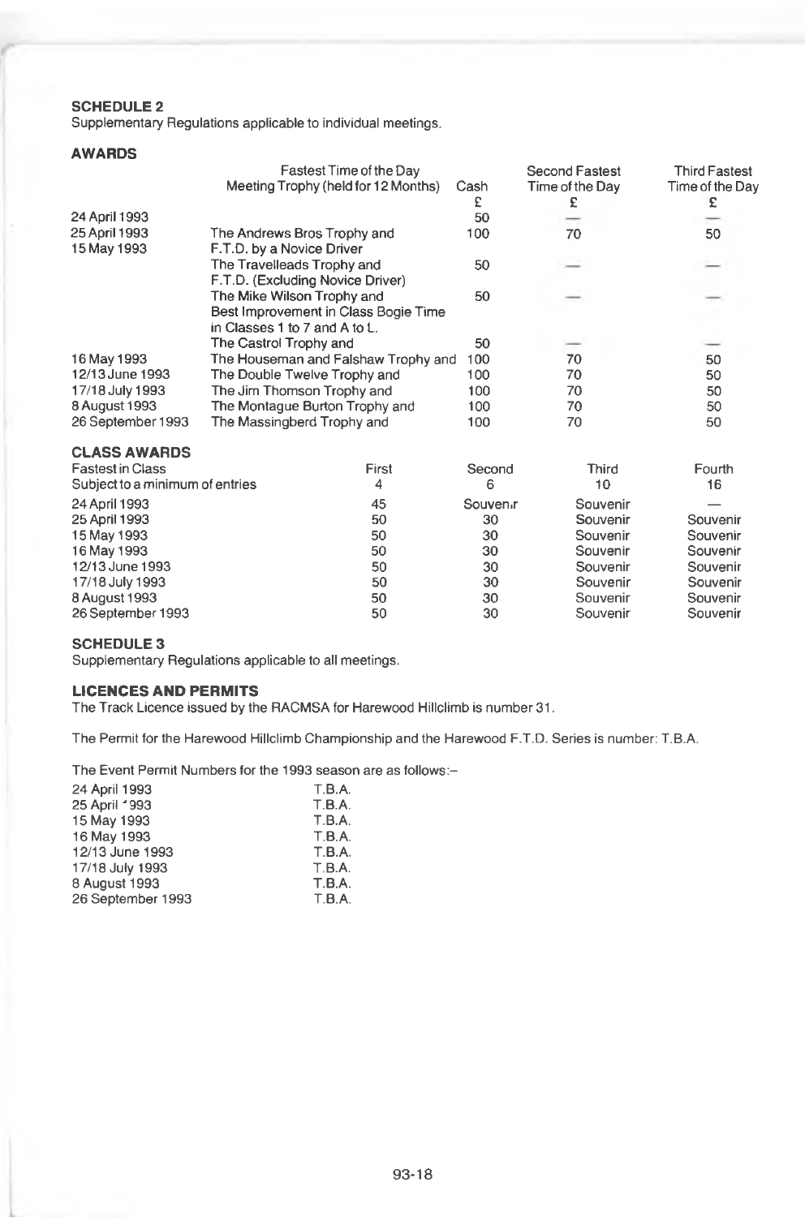**SCHEDULE 2**

Supplementary Regulations applicable to individual meetings.

**AWARDS**

| | Fastest Time of the Day Meeting Trophy (held for 12 Months) | Cash £ | Second Fastest Time of the Day £ | Third Fastest Time of the Day £ |
|---|---|---|---|---|
| 24 April 1993 | | 50 | — | — |
| 25 April 1993 | The Andrews Bros Trophy and | 100 | 70 | 50 |
| 15 May 1993 | F.T.D. by a Novice Driver | | | |
| | The Travelleads Trophy and | 50 | — | — |
| | F.T.D. (Excluding Novice Driver) | | | |
| | The Mike Wilson Trophy and | 50 | — | — |
| | Best Improvement in Class Bogie Time in Classes 1 to 7 and A to L. | | | |
| | The Castrol Trophy and | 50 | — | — |
| 16 May 1993 | The Houseman and Falshaw Trophy and | 100 | 70 | 50 |
| 12/13 June 1993 | The Double Twelve Trophy and | 100 | 70 | 50 |
| 17/18 July 1993 | The Jim Thomson Trophy and | 100 | 70 | 50 |
| 8 August 1993 | The Montague Burton Trophy and | 100 | 70 | 50 |
| 26 September 1993 | The Massingberd Trophy and | 100 | 70 | 50 |

**CLASS AWARDS**

| Fastest in Class<br>Subject to a minimum of entries | First<br>4 | Second<br>6 | Third<br>10 | Fourth<br>16 |
|---|---|---|---|---|
| 24 April 1993 | 45 | Souvenir | Souvenir | — |
| 25 April 1993 | 50 | 30 | Souvenir | Souvenir |
| 15 May 1993 | 50 | 30 | Souvenir | Souvenir |
| 16 May 1993 | 50 | 30 | Souvenir | Souvenir |
| 12/13 June 1993 | 50 | 30 | Souvenir | Souvenir |
| 17/18 July 1993 | 50 | 30 | Souvenir | Souvenir |
| 8 August 1993 | 50 | 30 | Souvenir | Souvenir |
| 26 September 1993 | 50 | 30 | Souvenir | Souvenir |

**SCHEDULE 3**

Supplementary Regulations applicable to all meetings.

**LICENCES AND PERMITS**

The Track Licence issued by the RACMSA for Harewood Hillclimb is number 31.

The Permit for the Harewood Hillclimb Championship and the Harewood F.T.D. Series is number: T.B.A.

The Event Permit Numbers for the 1993 season are as follows:–

| | |
|---|---|
| 24 April 1993 | T.B.A. |
| 25 April 1993 | T.B.A. |
| 15 May 1993 | T.B.A. |
| 16 May 1993 | T.B.A. |
| 12/13 June 1993 | T.B.A. |
| 17/18 July 1993 | T.B.A. |
| 8 August 1993 | T.B.A. |
| 26 September 1993 | T.B.A. |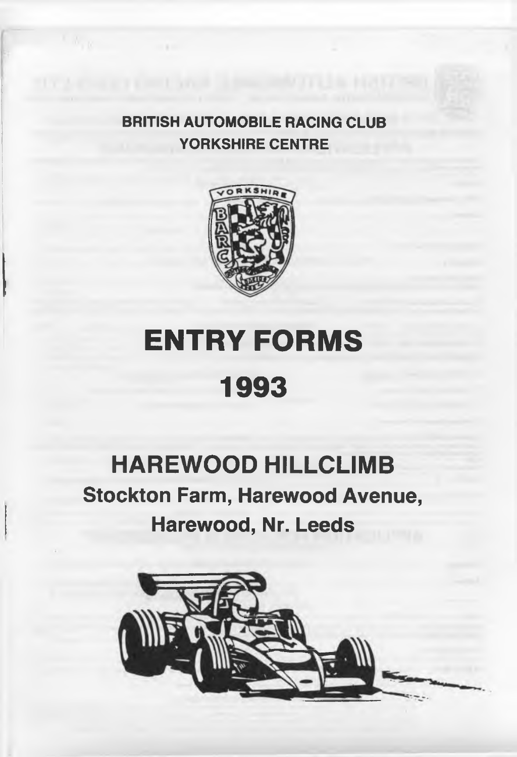BRITISH AUTOMOBILE RACING CLUB

YORKSHIRE CENTRE

# ENTRY FORMS

# 1993

## HAREWOOD HILLCLIMB

### Stockton Farm, Harewood Avenue, Harewood, Nr. Leeds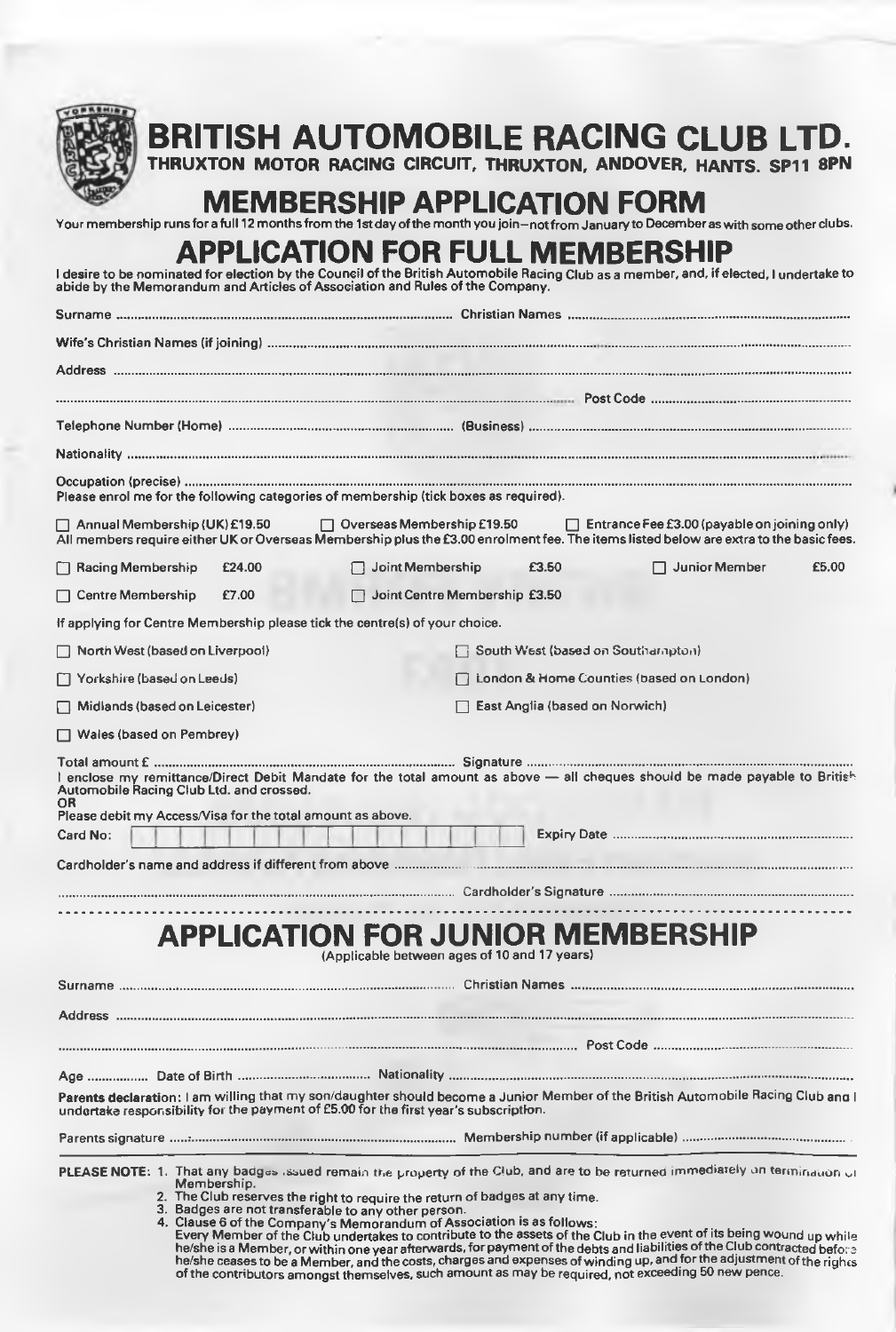# BRITISH AUTOMOBILE RACING CLUB LTD.

**THRUXTON MOTOR RACING CIRCUIT, THRUXTON, ANDOVER, HANTS. SP11 8PN**

# MEMBERSHIP APPLICATION FORM

Your membership runs for a full 12 months from the 1st day of the month you join—not from January to December as with some other clubs.

## APPLICATION FOR FULL MEMBERSHIP

I desire to be nominated for election by the Council of the British Automobile Racing Club as a member, and, if elected, I undertake to abide by the Memorandum and Articles of Association and Rules of the Company.

Surname .................................................. Christian Names ..................................................

Wife's Christian Names (if joining) ..................................................

Address ..................................................

.................................................. Post Code ..................................................

Telephone Number (Home) .................................................. (Business) ..................................................

Nationality ..................................................

Occupation (precise) ..................................................

Please enrol me for the following categories of membership (tick boxes as required).

☐ Annual Membership (UK) £19.50 ☐ Overseas Membership £19.50 ☐ Entrance Fee £3.00 (payable on joining only)

All members require either UK or Overseas Membership plus the £3.00 enrolment fee. The items listed below are extra to the basic fees.

☐ Racing Membership £24.00 ☐ Joint Membership £3.50 ☐ Junior Member £5.00

☐ Centre Membership £7.00 ☐ Joint Centre Membership £3.50

If applying for Centre Membership please tick the centre(s) of your choice.

☐ North West (based on Liverpool) ☐ South West (based on Southampton)

☐ Yorkshire (based on Leeds) ☐ London & Home Counties (based on London)

☐ Midlands (based on Leicester) ☐ East Anglia (based on Norwich)

☐ Wales (based on Pembrey)

Total amount £ .................................................. Signature ..................................................

I enclose my remittance/Direct Debit Mandate for the total amount as above — all cheques should be made payable to British Automobile Racing Club Ltd. and crossed.

OR

Please debit my Access/Visa for the total amount as above.

Card No: ☐☐☐☐☐☐☐☐☐☐☐☐☐☐☐☐ Expiry Date ..................................................

Cardholder's name and address if different from above ..................................................

.................................................. Cardholder's Signature ..................................................

## APPLICATION FOR JUNIOR MEMBERSHIP

(Applicable between ages of 10 and 17 years)

Surname .................................................. Christian Names ..................................................

Address ..................................................

.................................................. Post Code ..................................................

Age .................. Date of Birth .................................................. Nationality ..................................................

**Parents declaration:** I am willing that my son/daughter should become a Junior Member of the British Automobile Racing Club and I undertake responsibility for the payment of £5.00 for the first year's subscription.

Parents signature .................................................. Membership number (if applicable) ..................................................

**PLEASE NOTE:**

1. That any badges issued remain the property of the Club, and are to be returned immediately on termination of Membership.
2. The Club reserves the right to require the return of badges at any time.
3. Badges are not transferable to any other person.
4. Clause 6 of the Company's Memorandum of Association is as follows:
   Every Member of the Club undertakes to contribute to the assets of the Club in the event of its being wound up while he/she is a Member, or within one year afterwards, for payment of the debts and liabilities of the Club contracted before he/she ceases to be a Member, and the costs, charges and expenses of winding up, and for the adjustment of the rights of the contributors amongst themselves, such amount as may be required, not exceeding 50 new pence.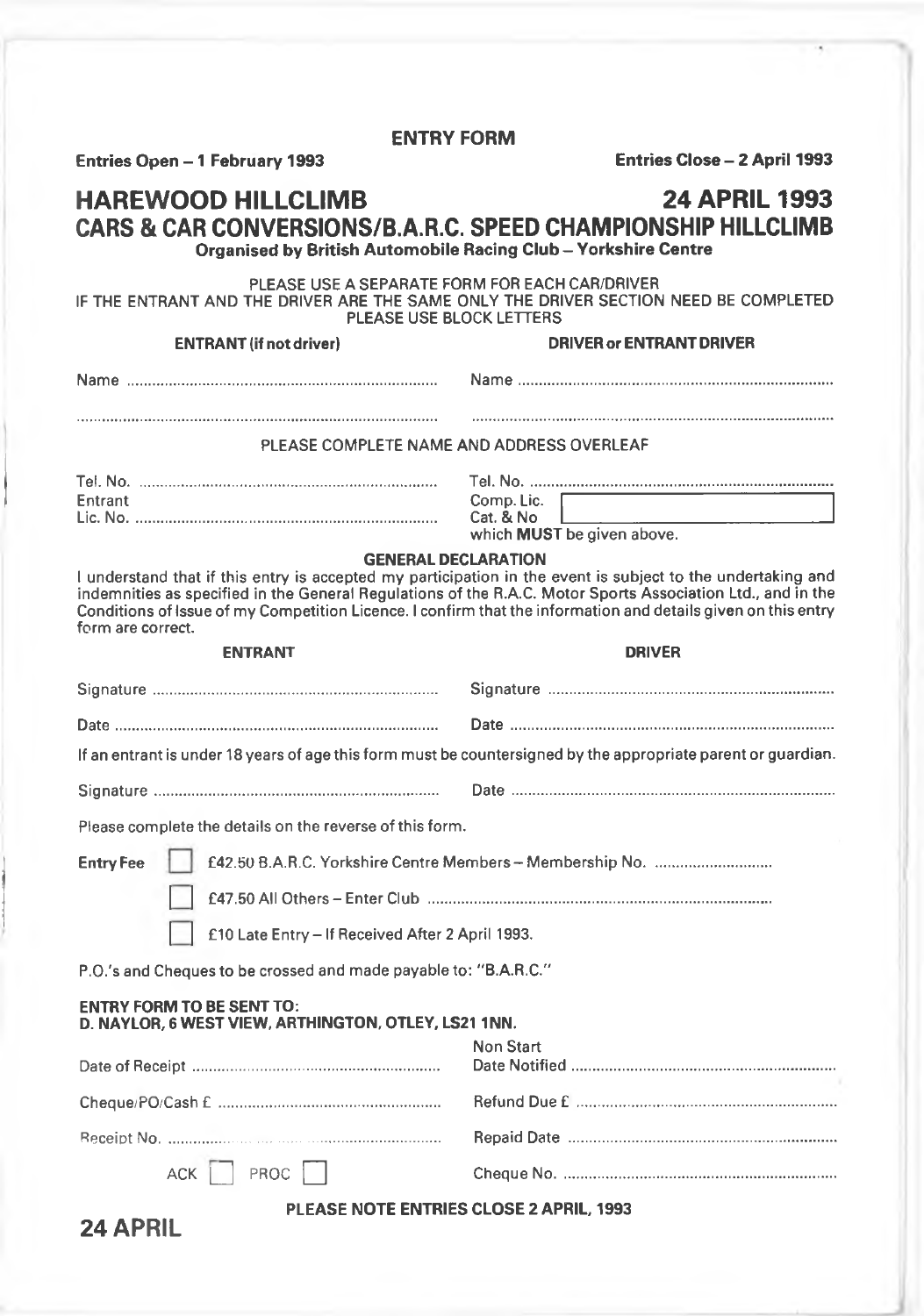**ENTRY FORM**

**Entries Open – 1 February 1993** **Entries Close – 2 April 1993**

# HAREWOOD HILLCLIMB 24 APRIL 1993

## CARS & CAR CONVERSIONS/B.A.R.C. SPEED CHAMPIONSHIP HILLCLIMB

**Organised by British Automobile Racing Club – Yorkshire Centre**

PLEASE USE A SEPARATE FORM FOR EACH CAR/DRIVER
IF THE ENTRANT AND THE DRIVER ARE THE SAME ONLY THE DRIVER SECTION NEED BE COMPLETED
PLEASE USE BLOCK LETTERS

| **ENTRANT (if not driver)** | **DRIVER or ENTRANT DRIVER** |
|---|---|
| Name .................................................. | Name .................................................. |
| .................................................. | .................................................. |

PLEASE COMPLETE NAME AND ADDRESS OVERLEAF

| | |
|---|---|
| Tel. No. .................................................. | Tel. No. .................................................. |
| Entrant Lic. No. .................................................. | Comp. Lic. Cat. & No [ ] which **MUST** be given above. |

**GENERAL DECLARATION**

I understand that if this entry is accepted my participation in the event is subject to the undertaking and indemnities as specified in the General Regulations of the R.A.C. Motor Sports Association Ltd., and in the Conditions of Issue of my Competition Licence. I confirm that the information and details given on this entry form are correct.

| **ENTRANT** | **DRIVER** |
|---|---|
| Signature .................................................. | Signature .................................................. |
| Date .................................................. | Date .................................................. |

If an entrant is under 18 years of age this form must be countersigned by the appropriate parent or guardian.

Signature .................................................. Date ..................................................

Please complete the details on the reverse of this form.

**Entry Fee**
- [ ] £42.50 B.A.R.C. Yorkshire Centre Members – Membership No. ..............................
- [ ] £47.50 All Others – Enter Club ..................................................
- [ ] £10 Late Entry – If Received After 2 April 1993.

P.O.'s and Cheques to be crossed and made payable to: "B.A.R.C."

**ENTRY FORM TO BE SENT TO:**
**D. NAYLOR, 6 WEST VIEW, ARTHINGTON, OTLEY, LS21 1NN.**

| | |
|---|---|
| Date of Receipt .................................................. | Non Start Date Notified .................................................. |
| Cheque/PO/Cash £ .................................................. | Refund Due £ .................................................. |
| Receipt No. .................................................. | Repaid Date .................................................. |
| ACK [ ] PROC [ ] | Cheque No. .................................................. |

**PLEASE NOTE ENTRIES CLOSE 2 APRIL, 1993**

**24 APRIL**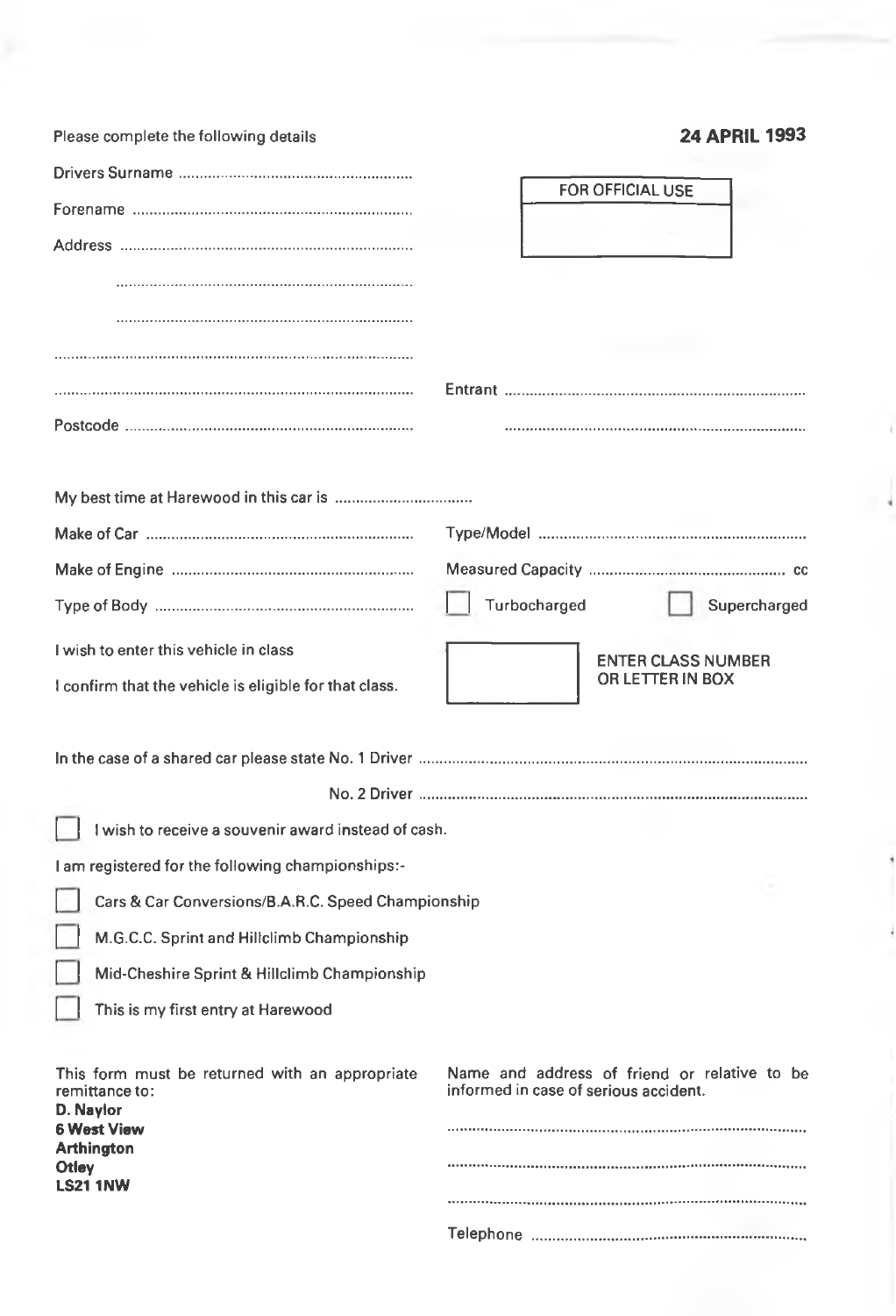Please complete the following details

**24 APRIL 1993**

Drivers Surname ........................................................

Forename ..................................................................

Address .....................................................................

..............................................................................

..............................................................................

..............................................................................

..............................................................................

Postcode ....................................................................

| FOR OFFICIAL USE |
| --- |
| |

Entrant .......................................................................

..............................................................................

My best time at Harewood in this car is ................................

Make of Car ............................................................... Type/Model ...............................................................

Make of Engine ......................................................... Measured Capacity ............................................. cc

Type of Body ............................................................. ☐ Turbocharged ☐ Supercharged

I wish to enter this vehicle in class

I confirm that the vehicle is eligible for that class.

☐ ENTER CLASS NUMBER OR LETTER IN BOX

In the case of a shared car please state No. 1 Driver ...........................................................................................

No. 2 Driver ...........................................................................................

☐ I wish to receive a souvenir award instead of cash.

I am registered for the following championships:-

☐ Cars & Car Conversions/B.A.R.C. Speed Championship

☐ M.G.C.C. Sprint and Hillclimb Championship

☐ Mid-Cheshire Sprint & Hillclimb Championship

☐ This is my first entry at Harewood

This form must be returned with an appropriate remittance to:
**D. Naylor**
**6 West View**
**Arthington**
**Otley**
**LS21 1NW**

Name and address of friend or relative to be informed in case of serious accident.

..............................................................................

..............................................................................

..............................................................................

Telephone ..................................................................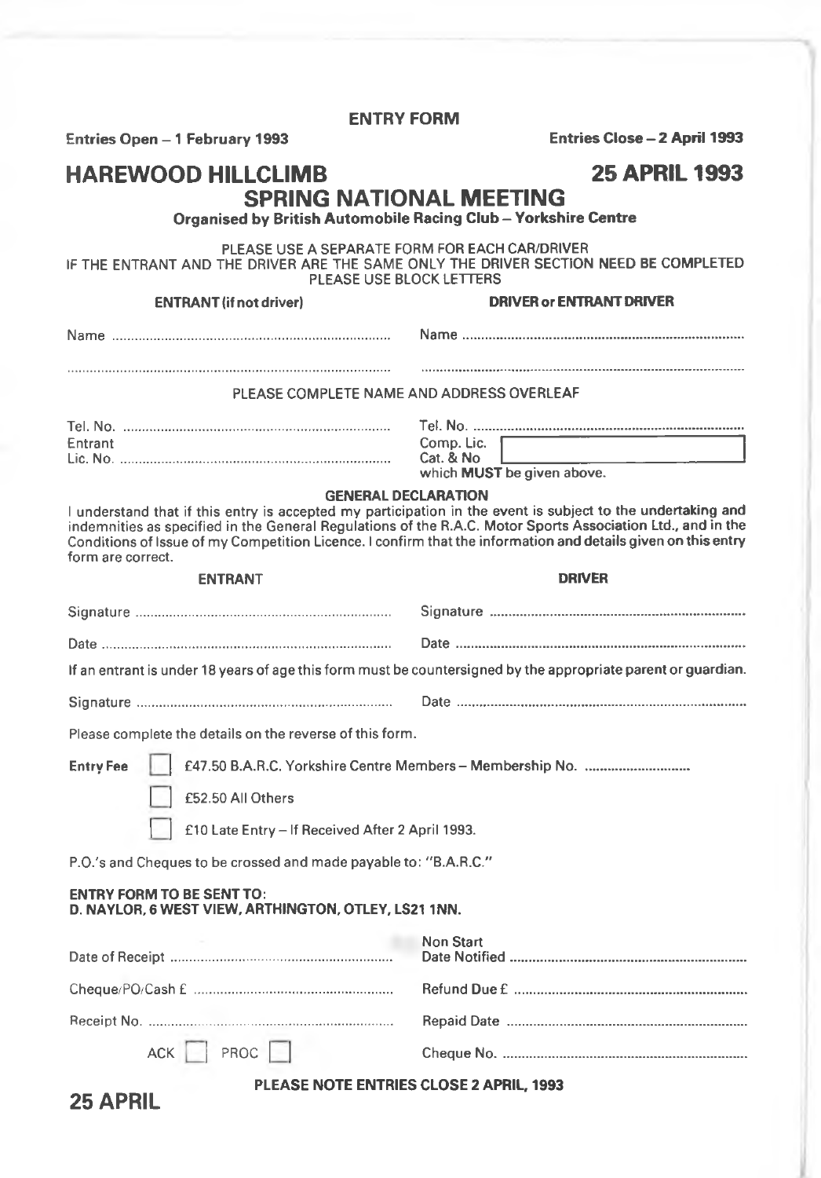# ENTRY FORM

**Entries Open – 1 February 1993** | **Entries Close – 2 April 1993**

## HAREWOOD HILLCLIMB — 25 APRIL 1993

## SPRING NATIONAL MEETING

**Organised by British Automobile Racing Club – Yorkshire Centre**

PLEASE USE A SEPARATE FORM FOR EACH CAR/DRIVER
IF THE ENTRANT AND THE DRIVER ARE THE SAME ONLY THE DRIVER SECTION NEED BE COMPLETED
PLEASE USE BLOCK LETTERS

| **ENTRANT (if not driver)** | **DRIVER or ENTRANT DRIVER** |
|---|---|
| Name .............................................. | Name .............................................. |
| .............................................. | .............................................. |

PLEASE COMPLETE NAME AND ADDRESS OVERLEAF

| | |
|---|---|
| Tel. No. .............................................. | Tel. No. .............................................. |
| Entrant Lic. No. .............................................. | Comp. Lic. Cat. & No [ ] which **MUST** be given above. |

**GENERAL DECLARATION**

I understand that if this entry is accepted my participation in the event is subject to the undertaking and indemnities as specified in the General Regulations of the R.A.C. Motor Sports Association Ltd., and in the Conditions of Issue of my Competition Licence. I confirm that the information and details given on this entry form are correct.

| ENTRANT | **DRIVER** |
|---|---|
| Signature .............................................. | Signature .............................................. |
| Date .............................................. | Date .............................................. |

If an entrant is under 18 years of age this form must be countersigned by the appropriate parent or guardian.

Signature .............................................. Date ..............................................

Please complete the details on the reverse of this form.

**Entry Fee**

- [ ] £47.50 B.A.R.C. Yorkshire Centre Members – Membership No. ..............................
- [ ] £52.50 All Others
- [ ] £10 Late Entry – If Received After 2 April 1993.

P.O.'s and Cheques to be crossed and made payable to: "B.A.R.C."

**ENTRY FORM TO BE SENT TO:**
**D. NAYLOR, 6 WEST VIEW, ARTHINGTON, OTLEY, LS21 1NN.**

| | |
|---|---|
| Date of Receipt .............................................. | Non Start Date Notified .............................................. |
| Cheque/PO/Cash £ .............................................. | Refund Due £ .............................................. |
| Receipt No. .............................................. | Repaid Date .............................................. |
| ACK [ ] PROC [ ] | Cheque No. .............................................. |

**PLEASE NOTE ENTRIES CLOSE 2 APRIL, 1993**

**25 APRIL**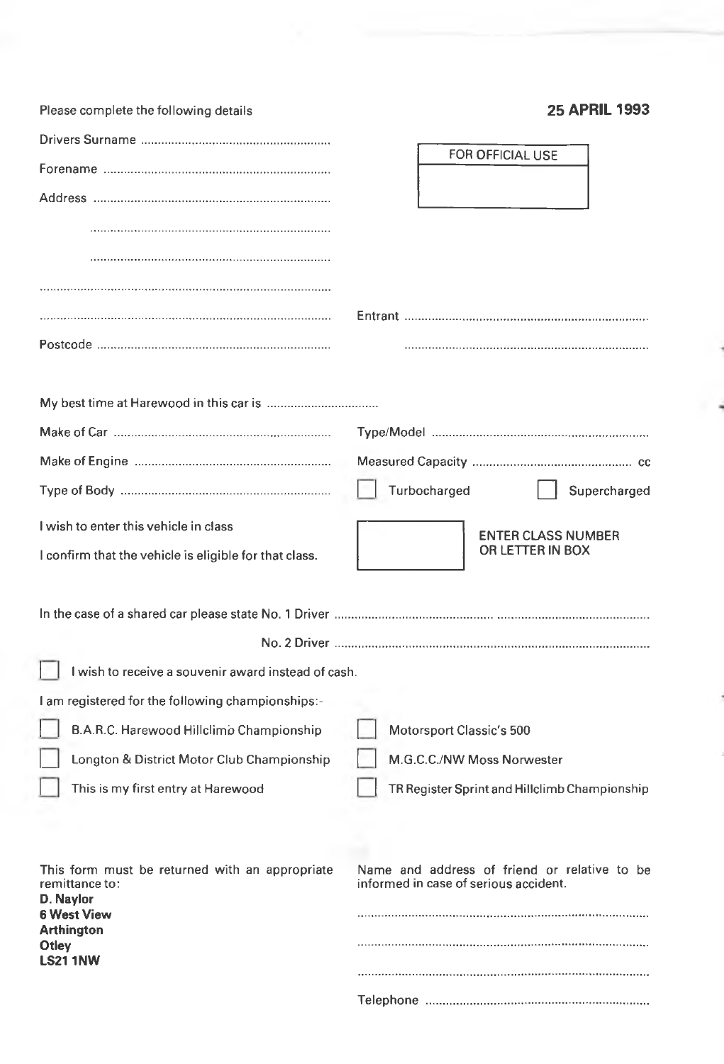Please complete the following details

**25 APRIL 1993**

| FOR OFFICIAL USE |
|---|
| |

Drivers Surname ........................................................

Forename ........................................................

Address ........................................................

........................................................

........................................................

........................................................

........................................................

Postcode ........................................................

Entrant ........................................................

........................................................

My best time at Harewood in this car is ................................

Make of Car ........................................................

Type/Model ........................................................

Make of Engine ........................................................

Measured Capacity .............................................. cc

Type of Body ........................................................

☐ Turbocharged ☐ Supercharged

I wish to enter this vehicle in class

I confirm that the vehicle is eligible for that class.

☐ ENTER CLASS NUMBER OR LETTER IN BOX

In the case of a shared car please state No. 1 Driver ........................................................

No. 2 Driver ........................................................

☐ I wish to receive a souvenir award instead of cash.

I am registered for the following championships:-

- ☐ B.A.R.C. Harewood Hillclimb Championship
- ☐ Longton & District Motor Club Championship
- ☐ This is my first entry at Harewood
- ☐ Motorsport Classic's 500
- ☐ M.G.C.C./NW Moss Norwester
- ☐ TR Register Sprint and Hillclimb Championship

This form must be returned with an appropriate remittance to:

**D. Naylor**
**6 West View**
**Arthington**
**Otley**
**LS21 1NW**

Name and address of friend or relative to be informed in case of serious accident.

........................................................

........................................................

........................................................

Telephone ........................................................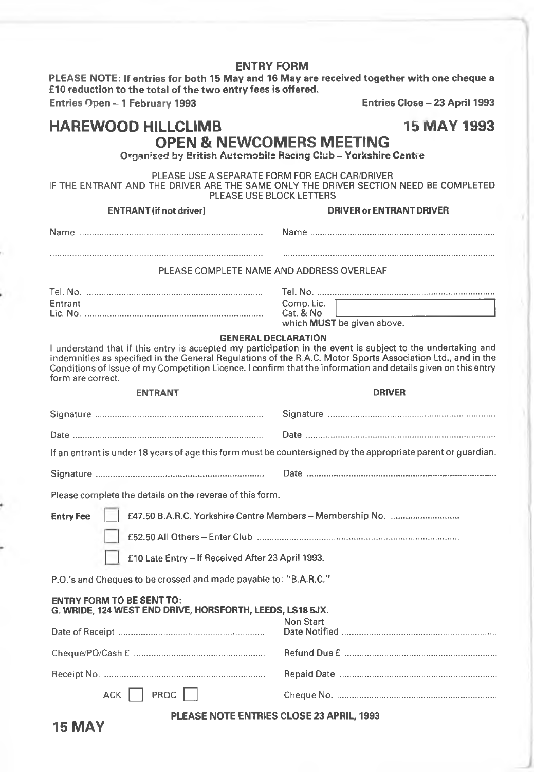# ENTRY FORM

**PLEASE NOTE: If entries for both 15 May and 16 May are received together with one cheque a £10 reduction to the total of the two entry fees is offered.**

**Entries Open – 1 February 1993** **Entries Close – 23 April 1993**

# HAREWOOD HILLCLIMB — 15 MAY 1993

## OPEN & NEWCOMERS MEETING

**Organised by British Automobile Racing Club – Yorkshire Centre**

PLEASE USE A SEPARATE FORM FOR EACH CAR/DRIVER
IF THE ENTRANT AND THE DRIVER ARE THE SAME ONLY THE DRIVER SECTION NEED BE COMPLETED
PLEASE USE BLOCK LETTERS

| **ENTRANT (if not driver)** | **DRIVER or ENTRANT DRIVER** |
|---|---|
| Name ........................................ | Name ........................................ |
| ........................................ | ........................................ |

PLEASE COMPLETE NAME AND ADDRESS OVERLEAF

| | |
|---|---|
| Tel. No. ........................................ | Tel. No. ........................................ |
| Entrant Lic. No. ........................................ | Comp. Lic. Cat. & No [ ] which **MUST** be given above. |

### GENERAL DECLARATION

I understand that if this entry is accepted my participation in the event is subject to the undertaking and indemnities as specified in the General Regulations of the R.A.C. Motor Sports Association Ltd., and in the Conditions of Issue of my Competition Licence. I confirm that the information and details given on this entry form are correct.

| **ENTRANT** | **DRIVER** |
|---|---|
| Signature ........................................ | Signature ........................................ |
| Date ........................................ | Date ........................................ |

If an entrant is under 18 years of age this form must be countersigned by the appropriate parent or guardian.

Signature ........................................ Date ........................................

Please complete the details on the reverse of this form.

**Entry Fee**

- [ ] £47.50 B.A.R.C. Yorkshire Centre Members – Membership No. ..........................
- [ ] £52.50 All Others – Enter Club ........................................
- [ ] £10 Late Entry – If Received After 23 April 1993.

P.O.'s and Cheques to be crossed and made payable to: "B.A.R.C."

**ENTRY FORM TO BE SENT TO:**
**G. WRIDE, 124 WEST END DRIVE, HORSFORTH, LEEDS, LS18 5JX.**

| | |
|---|---|
| Date of Receipt ........................................ | Non Start Date Notified ........................................ |
| Cheque/PO/Cash £ ........................................ | Refund Due £ ........................................ |
| Receipt No. ........................................ | Repaid Date ........................................ |
| ACK [ ] PROC [ ] | Cheque No. ........................................ |

**PLEASE NOTE ENTRIES CLOSE 23 APRIL, 1993**

**15 MAY**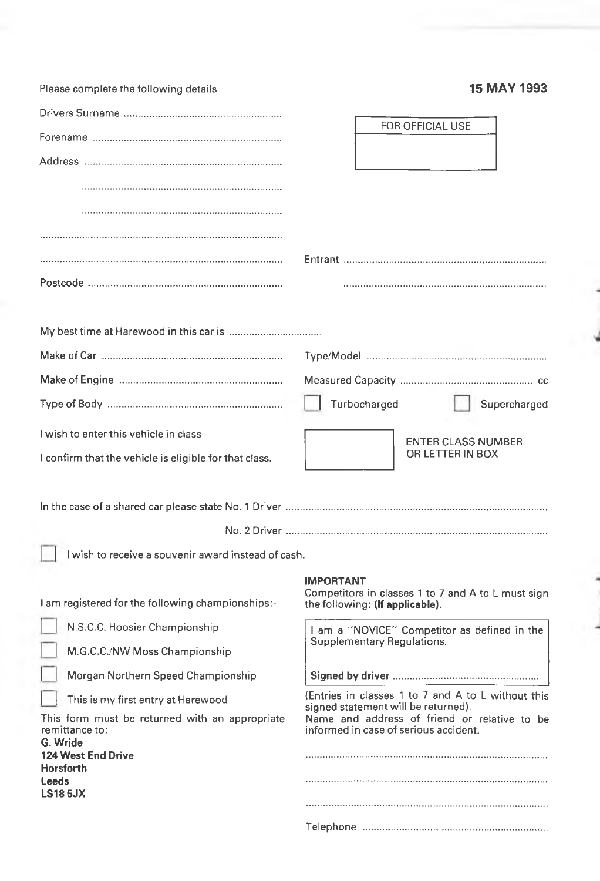Please complete the following details

**15 MAY 1993**

Drivers Surname ........................................................

Forename ........................................................

Address ........................................................

........................................................

........................................................

........................................................

........................................................

Postcode ........................................................

FOR OFFICIAL USE

Entrant ........................................................

........................................................

My best time at Harewood in this car is ..............................

Make of Car ........................................................ Type/Model ........................................................

Make of Engine ........................................................ Measured Capacity .............................................. cc

Type of Body ........................................................ ☐ Turbocharged ☐ Supercharged

I wish to enter this vehicle in class

I confirm that the vehicle is eligible for that class.

☐ ENTER CLASS NUMBER OR LETTER IN BOX

In the case of a shared car please state No. 1 Driver ........................................................

No. 2 Driver ........................................................

☐ I wish to receive a souvenir award instead of cash.

I am registered for the following championships:-

☐ N.S.C.C. Hoosier Championship

☐ M.G.C.C./NW Moss Championship

☐ Morgan Northern Speed Championship

☐ This is my first entry at Harewood

This form must be returned with an appropriate remittance to:

**G. Wride**
**124 West End Drive**
**Horsforth**
**Leeds**
**LS18 5JX**

**IMPORTANT**
Competitors in classes 1 to 7 and A to L must sign the following: **(If applicable).**

I am a "NOVICE" Competitor as defined in the Supplementary Regulations.

**Signed by driver** ........................................................

(Entries in classes 1 to 7 and A to L without this signed statement will be returned).

Name and address of friend or relative to be informed in case of serious accident.

........................................................

........................................................

........................................................

Telephone ........................................................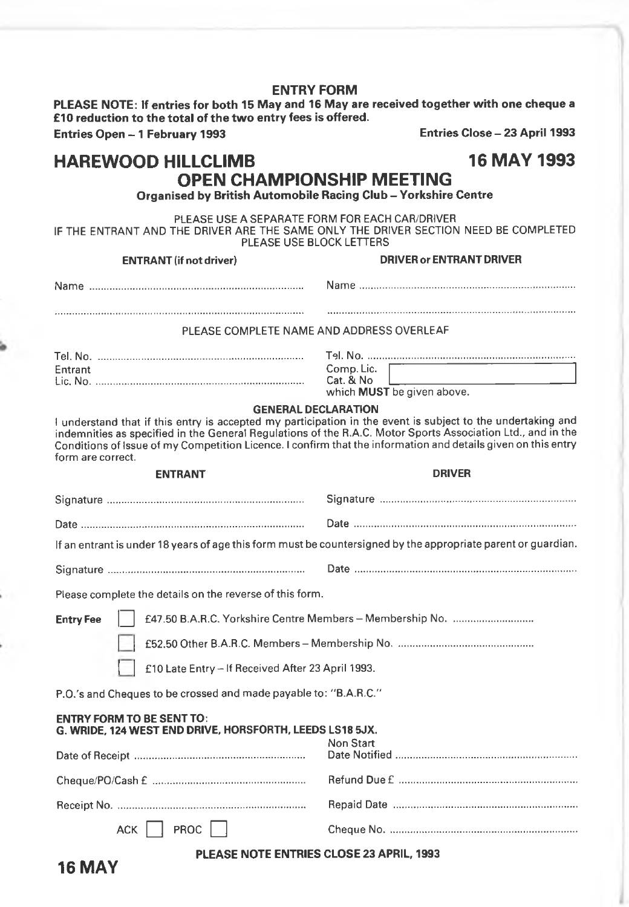## ENTRY FORM

**PLEASE NOTE: If entries for both 15 May and 16 May are received together with one cheque a £10 reduction to the total of the two entry fees is offered.**

**Entries Open – 1 February 1993** **Entries Close – 23 April 1993**

# HAREWOOD HILLCLIMB 16 MAY 1993

## OPEN CHAMPIONSHIP MEETING

**Organised by British Automobile Racing Club – Yorkshire Centre**

PLEASE USE A SEPARATE FORM FOR EACH CAR/DRIVER
IF THE ENTRANT AND THE DRIVER ARE THE SAME ONLY THE DRIVER SECTION NEED BE COMPLETED
PLEASE USE BLOCK LETTERS

| **ENTRANT (if not driver)** | **DRIVER or ENTRANT DRIVER** |
|---|---|
| Name ........................................ | Name ........................................ |
| ........................................ | ........................................ |

PLEASE COMPLETE NAME AND ADDRESS OVERLEAF

| | |
|---|---|
| Tel. No. ........................................ | Tel. No. ........................................ |
| Entrant Lic. No. ........................................ | Comp. Lic. Cat. & No [ ] which **MUST** be given above. |

**GENERAL DECLARATION**

I understand that if this entry is accepted my participation in the event is subject to the undertaking and indemnities as specified in the General Regulations of the R.A.C. Motor Sports Association Ltd., and in the Conditions of Issue of my Competition Licence. I confirm that the information and details given on this entry form are correct.

| **ENTRANT** | **DRIVER** |
|---|---|
| Signature ........................................ | Signature ........................................ |
| Date ........................................ | Date ........................................ |

If an entrant is under 18 years of age this form must be countersigned by the appropriate parent or guardian.

Signature ........................................ Date ........................................

Please complete the details on the reverse of this form.

**Entry Fee**

- [ ] £47.50 B.A.R.C. Yorkshire Centre Members – Membership No. ..........................
- [ ] £52.50 Other B.A.R.C. Members – Membership No. ..........................
- [ ] £10 Late Entry – If Received After 23 April 1993.

P.O.'s and Cheques to be crossed and made payable to: "B.A.R.C."

**ENTRY FORM TO BE SENT TO:**
**G. WRIDE, 124 WEST END DRIVE, HORSFORTH, LEEDS LS18 5JX.**

| | |
|---|---|
| Date of Receipt ........................................ | Non Start Date Notified ........................................ |
| Cheque/PO/Cash £ ........................................ | Refund Due £ ........................................ |
| Receipt No. ........................................ | Repaid Date ........................................ |
| ACK [ ] PROC [ ] | Cheque No. ........................................ |

**PLEASE NOTE ENTRIES CLOSE 23 APRIL, 1993**

**16 MAY**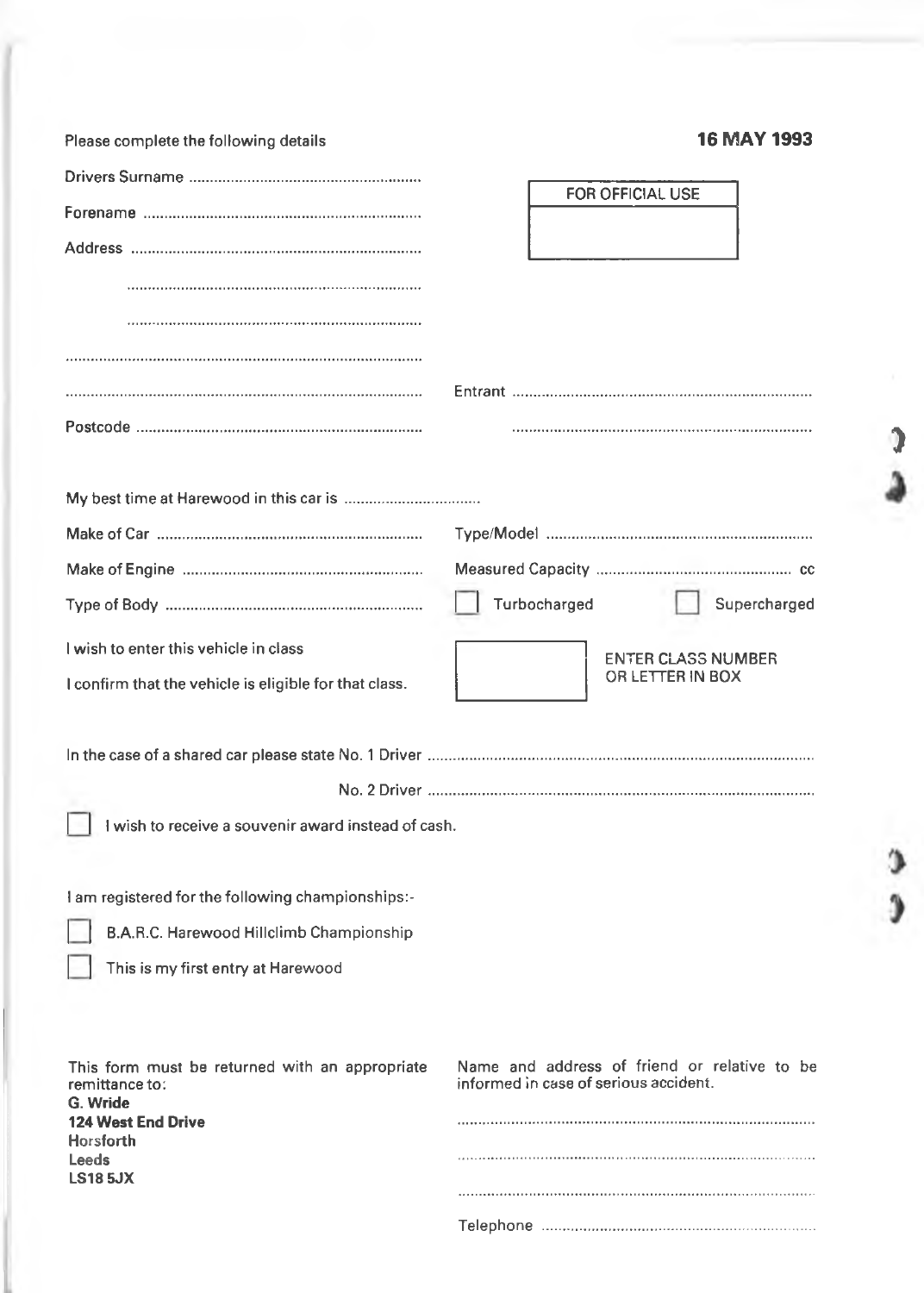Please complete the following details

**16 MAY 1993**

| FOR OFFICIAL USE |
| --- |
| |

Drivers Surname ..........................................................

Forename ..........................................................

Address ..........................................................

..........................................................

..........................................................

..........................................................

.......................................................... Entrant ..........................................................

Postcode .......................................................... ..........................................................

My best time at Harewood in this car is ..................................

Make of Car .......................................................... Type/Model ..........................................................

Make of Engine .......................................................... Measured Capacity .......................................... cc

Type of Body .......................................................... ☐ Turbocharged ☐ Supercharged

I wish to enter this vehicle in class

I confirm that the vehicle is eligible for that class.

☐ ENTER CLASS NUMBER OR LETTER IN BOX

In the case of a shared car please state No. 1 Driver ..........................................................

No. 2 Driver ..........................................................

☐ I wish to receive a souvenir award instead of cash.

I am registered for the following championships:-

☐ B.A.R.C. Harewood Hillclimb Championship

☐ This is my first entry at Harewood

This form must be returned with an appropriate remittance to:
**G. Wride**
**124 West End Drive**
**Horsforth**
**Leeds**
**LS18 5JX**

Name and address of friend or relative to be informed in case of serious accident.

..........................................................

..........................................................

..........................................................

Telephone ..........................................................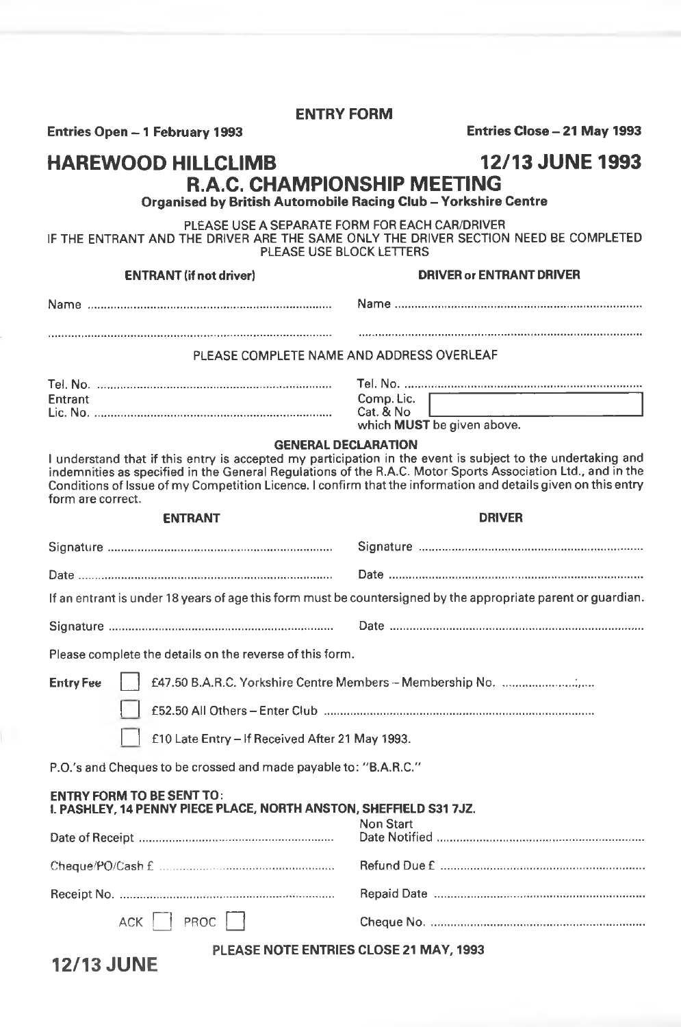## ENTRY FORM

**Entries Open – 1 February 1993** **Entries Close – 21 May 1993**

# HAREWOOD HILLCLIMB 12/13 JUNE 1993

## R.A.C. CHAMPIONSHIP MEETING

**Organised by British Automobile Racing Club – Yorkshire Centre**

PLEASE USE A SEPARATE FORM FOR EACH CAR/DRIVER
IF THE ENTRANT AND THE DRIVER ARE THE SAME ONLY THE DRIVER SECTION NEED BE COMPLETED
PLEASE USE BLOCK LETTERS

| **ENTRANT (if not driver)** | **DRIVER or ENTRANT DRIVER** |
|---|---|
| Name .................................................. | Name .................................................. |
| .................................................. | .................................................. |

PLEASE COMPLETE NAME AND ADDRESS OVERLEAF

| | |
|---|---|
| Tel. No. .................................................. | Tel. No. .................................................. |
| Entrant Lic. No. .................................................. | Comp. Lic. Cat. & No [ ] which **MUST** be given above. |

**GENERAL DECLARATION**

I understand that if this entry is accepted my participation in the event is subject to the undertaking and indemnities as specified in the General Regulations of the R.A.C. Motor Sports Association Ltd., and in the Conditions of Issue of my Competition Licence. I confirm that the information and details given on this entry form are correct.

| **ENTRANT** | **DRIVER** |
|---|---|
| Signature .................................................. | Signature .................................................. |
| Date .................................................. | Date .................................................. |

If an entrant is under 18 years of age this form must be countersigned by the appropriate parent or guardian.

Signature .................................................. Date ..................................................

Please complete the details on the reverse of this form.

**Entry Fee**

- [ ] £47.50 B.A.R.C. Yorkshire Centre Members – Membership No. ..........................
- [ ] £52.50 All Others – Enter Club ..................................................
- [ ] £10 Late Entry – If Received After 21 May 1993.

P.O.'s and Cheques to be crossed and made payable to: "B.A.R.C."

**ENTRY FORM TO BE SENT TO:**
**I. PASHLEY, 14 PENNY PIECE PLACE, NORTH ANSTON, SHEFFIELD S31 7JZ.**

| | |
|---|---|
| Date of Receipt .................................................. | Non Start Date Notified .................................................. |
| Cheque/PO/Cash £ .................................................. | Refund Due £ .................................................. |
| Receipt No. .................................................. | Repaid Date .................................................. |
| ACK [ ] PROC [ ] | Cheque No. .................................................. |

**PLEASE NOTE ENTRIES CLOSE 21 MAY, 1993**

**12/13 JUNE**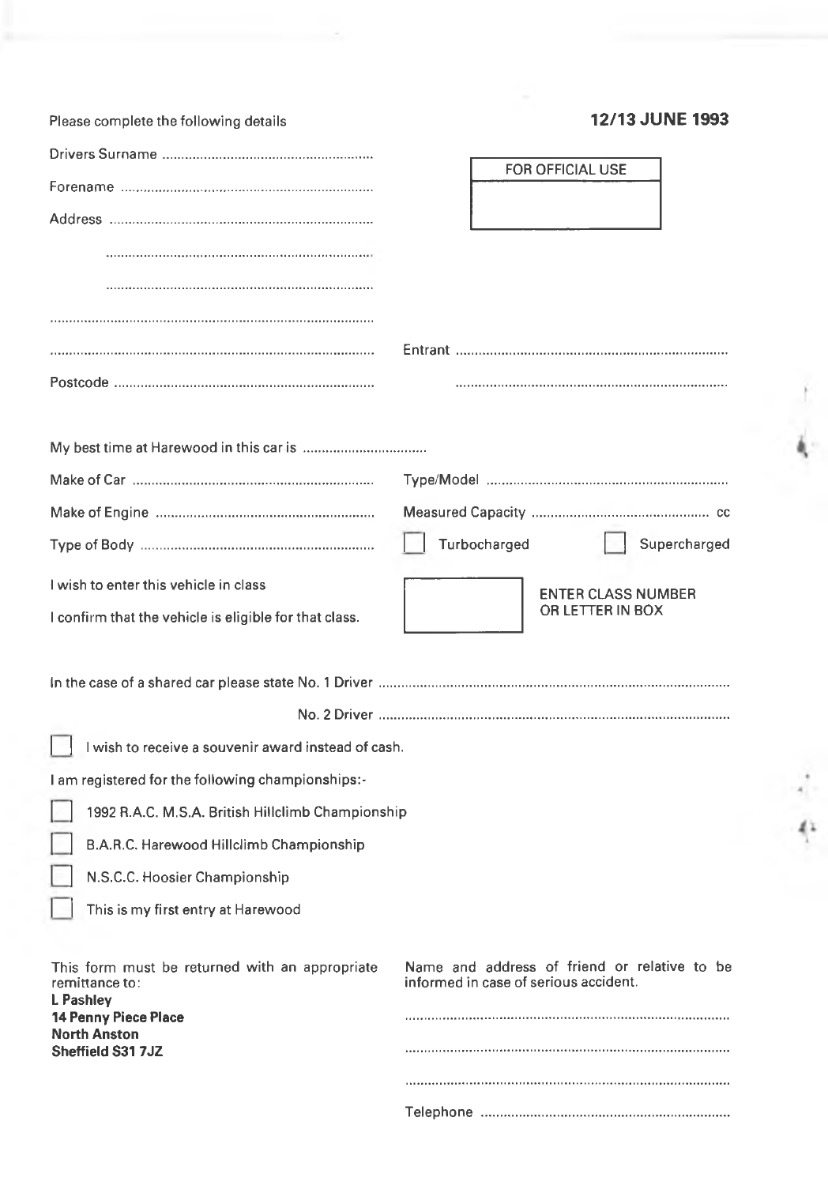Please complete the following details

**12/13 JUNE 1993**

FOR OFFICIAL USE

Drivers Surname ..........................................................

Forename ..................................................................

Address .....................................................................

.....................................................................

.....................................................................

.....................................................................

..................................................................... Entrant .....................................................................

Postcode ..................................................................... .....................................................................

My best time at Harewood in this car is .................................

Make of Car ..................................................................... Type/Model .....................................................................

Make of Engine ..................................................................... Measured Capacity .............................................. cc

Type of Body ..................................................................... ☐ Turbocharged ☐ Supercharged

I wish to enter this vehicle in class

I confirm that the vehicle is eligible for that class.

ENTER CLASS NUMBER OR LETTER IN BOX

In the case of a shared car please state No. 1 Driver .....................................................................

No. 2 Driver .....................................................................

☐ I wish to receive a souvenir award instead of cash.

I am registered for the following championships:-

☐ 1992 R.A.C. M.S.A. British Hillclimb Championship

☐ B.A.R.C. Harewood Hillclimb Championship

☐ N.S.C.C. Hoosier Championship

☐ This is my first entry at Harewood

This form must be returned with an appropriate remittance to:

**L Pashley**
**14 Penny Piece Place**
**North Anston**
**Sheffield S31 7JZ**

Name and address of friend or relative to be informed in case of serious accident.

.....................................................................

.....................................................................

.....................................................................

Telephone .....................................................................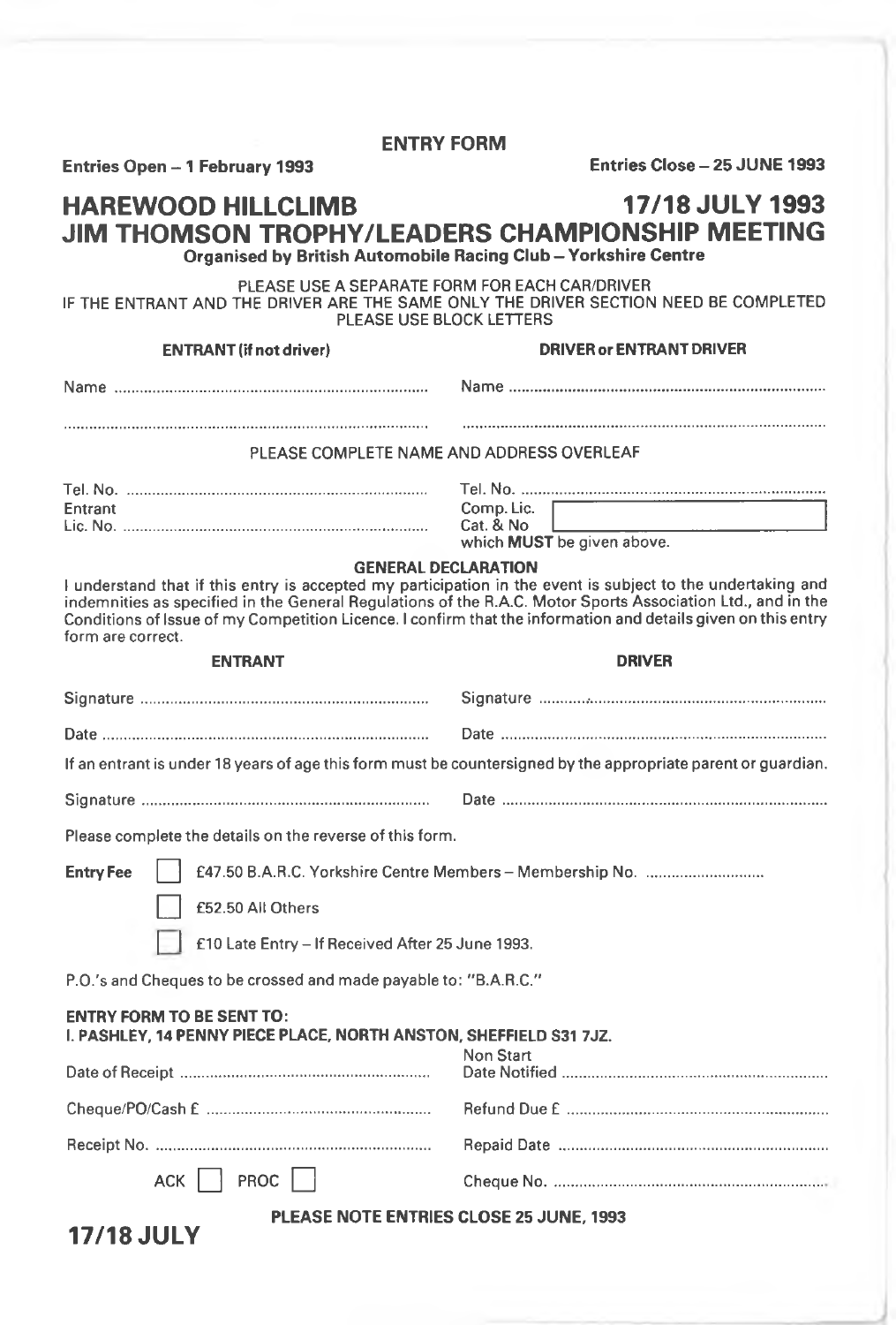**ENTRY FORM**

**Entries Open – 1 February 1993** **Entries Close – 25 JUNE 1993**

# HAREWOOD HILLCLIMB 17/18 JULY 1993
# JIM THOMSON TROPHY/LEADERS CHAMPIONSHIP MEETING

**Organised by British Automobile Racing Club – Yorkshire Centre**

PLEASE USE A SEPARATE FORM FOR EACH CAR/DRIVER
IF THE ENTRANT AND THE DRIVER ARE THE SAME ONLY THE DRIVER SECTION NEED BE COMPLETED
PLEASE USE BLOCK LETTERS

| **ENTRANT (if not driver)** | **DRIVER or ENTRANT DRIVER** |
|---|---|
| Name ........................................ | Name ........................................ |
| ........................................ | ........................................ |

PLEASE COMPLETE NAME AND ADDRESS OVERLEAF

| | |
|---|---|
| Tel. No. ........................................ | Tel. No. ........................................ |
| Entrant Lic. No. ........................................ | Comp. Lic. Cat. & No [ ] which **MUST** be given above. |

**GENERAL DECLARATION**

I understand that if this entry is accepted my participation in the event is subject to the undertaking and indemnities as specified in the General Regulations of the R.A.C. Motor Sports Association Ltd., and in the Conditions of Issue of my Competition Licence. I confirm that the information and details given on this entry form are correct.

| **ENTRANT** | **DRIVER** |
|---|---|
| Signature ........................................ | Signature ........................................ |
| Date ........................................ | Date ........................................ |

If an entrant is under 18 years of age this form must be countersigned by the appropriate parent or guardian.

Signature ........................................ Date ........................................

Please complete the details on the reverse of this form.

**Entry Fee**
- [ ] £47.50 B.A.R.C. Yorkshire Centre Members – Membership No. ............................
- [ ] £52.50 All Others
- [ ] £10 Late Entry – If Received After 25 June 1993.

P.O.'s and Cheques to be crossed and made payable to: "B.A.R.C."

**ENTRY FORM TO BE SENT TO:**
**I. PASHLEY, 14 PENNY PIECE PLACE, NORTH ANSTON, SHEFFIELD S31 7JZ.**

| | |
|---|---|
| Date of Receipt ........................................ | Non Start Date Notified ........................................ |
| Cheque/PO/Cash £ ........................................ | Refund Due £ ........................................ |
| Receipt No. ........................................ | Repaid Date ........................................ |
| ACK [ ] PROC [ ] | Cheque No. ........................................ |

**PLEASE NOTE ENTRIES CLOSE 25 JUNE, 1993**

**17/18 JULY**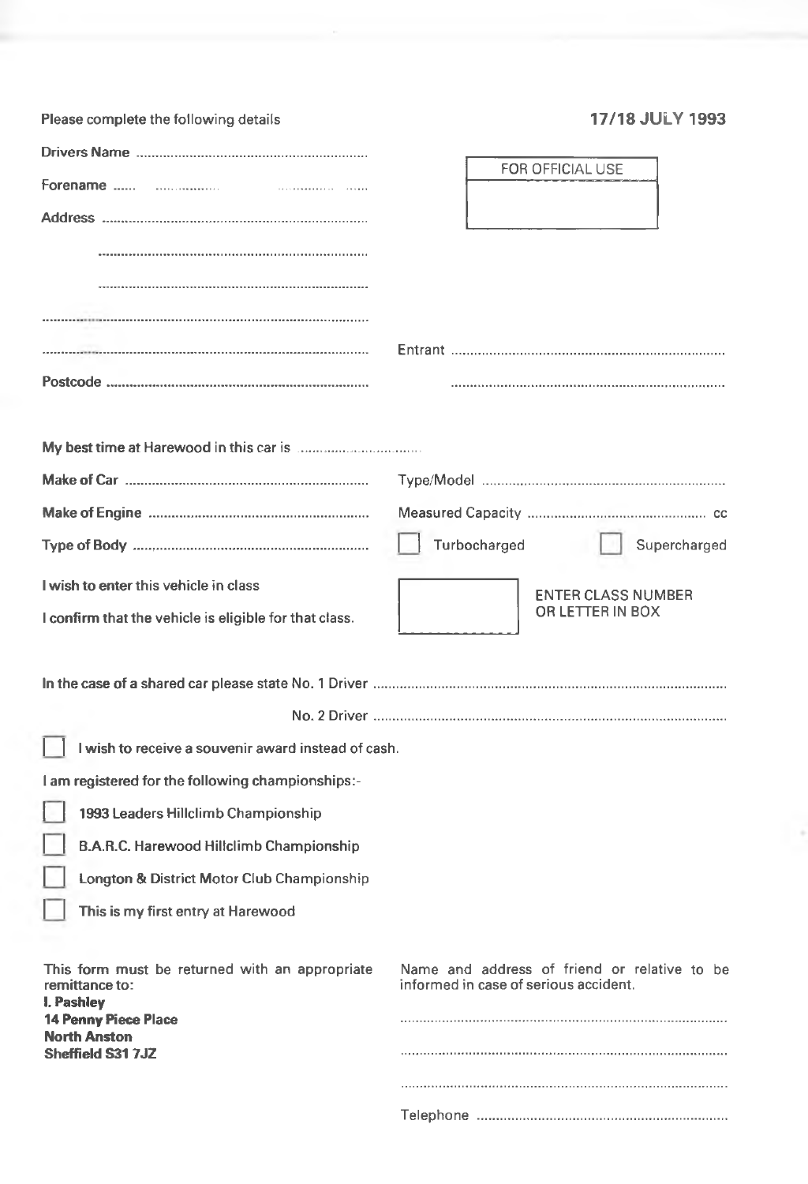Please complete the following details

**17/18 JULY 1993**

**Drivers Name** ............................................................

**Forename** ......  ...............  ............  ......

**Address** ......................................................................

.......................................................................

.......................................................................

.......................................................................................

.......................................................................................

**Postcode** .....................................................................

FOR OFFICIAL USE

Entrant .......................................................................

.......................................................................

**My best time at Harewood in this car is** ...............................

**Make of Car** ...............................................................

Type/Model ...............................................................

**Make of Engine** .........................................................

Measured Capacity ............................................... cc

**Type of Body** .............................................................

☐ Turbocharged ☐ Supercharged

**I wish to enter this vehicle in class**

**I confirm that the vehicle is eligible for that class.**

ENTER CLASS NUMBER OR LETTER IN BOX

**In the case of a shared car please state No. 1 Driver** ...........................................................................................

**No. 2 Driver** ...........................................................................................

☐ **I wish to receive a souvenir award instead of cash.**

**I am registered for the following championships:-**

☐ **1993 Leaders Hillclimb Championship**

☐ **B.A.R.C. Harewood Hillclimb Championship**

☐ **Longton & District Motor Club Championship**

☐ **This is my first entry at Harewood**

This form must be returned with an appropriate remittance to:
**I. Pashley**
**14 Penny Piece Place**
**North Anston**
**Sheffield S31 7JZ**

Name and address of friend or relative to be informed in case of serious accident.

.....................................................................................

.....................................................................................

.....................................................................................

Telephone ................................................................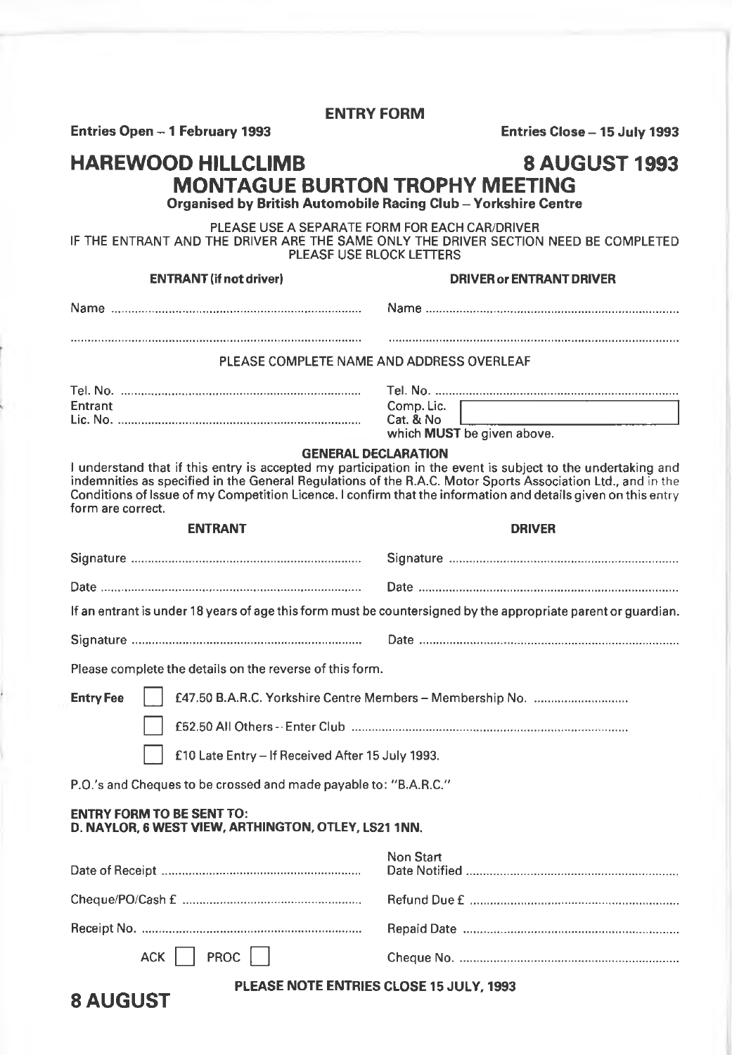**ENTRY FORM**

**Entries Open – 1 February 1993** | **Entries Close – 15 July 1993**

# HAREWOOD HILLCLIMB — 8 AUGUST 1993

## MONTAGUE BURTON TROPHY MEETING

**Organised by British Automobile Racing Club – Yorkshire Centre**

PLEASE USE A SEPARATE FORM FOR EACH CAR/DRIVER
IF THE ENTRANT AND THE DRIVER ARE THE SAME ONLY THE DRIVER SECTION NEED BE COMPLETED
PLEASF USE BLOCK LETTERS

| **ENTRANT (if not driver)** | **DRIVER or ENTRANT DRIVER** |
|---|---|
| Name ........................................ | Name ........................................ |
| ........................................ | ........................................ |

PLEASE COMPLETE NAME AND ADDRESS OVERLEAF

| | |
|---|---|
| Tel. No. ........................................ | Tel. No. ........................................ |
| Entrant Lic. No. ........................................ | Comp. Lic. Cat. & No [ ] which **MUST** be given above. |

**GENERAL DECLARATION**

I understand that if this entry is accepted my participation in the event is subject to the undertaking and indemnities as specified in the General Regulations of the R.A.C. Motor Sports Association Ltd., and in the Conditions of Issue of my Competition Licence. I confirm that the information and details given on this entry form are correct.

| **ENTRANT** | **DRIVER** |
|---|---|
| Signature ........................................ | Signature ........................................ |
| Date ........................................ | Date ........................................ |

If an entrant is under 18 years of age this form must be countersigned by the appropriate parent or guardian.

Signature ........................................ Date ........................................

Please complete the details on the reverse of this form.

**Entry Fee**

- [ ] £47.50 B.A.R.C. Yorkshire Centre Members – Membership No. ........................
- [ ] £52.50 All Others – Enter Club ........................................
- [ ] £10 Late Entry – If Received After 15 July 1993.

P.O.'s and Cheques to be crossed and made payable to: "B.A.R.C."

**ENTRY FORM TO BE SENT TO:**
**D. NAYLOR, 6 WEST VIEW, ARTHINGTON, OTLEY, LS21 1NN.**

| | |
|---|---|
| Date of Receipt ........................................ | Non Start Date Notified ........................................ |
| Cheque/PO/Cash £ ........................................ | Refund Due £ ........................................ |
| Receipt No. ........................................ | Repaid Date ........................................ |
| ACK [ ] PROC [ ] | Cheque No. ........................................ |

**PLEASE NOTE ENTRIES CLOSE 15 JULY, 1993**

**8 AUGUST**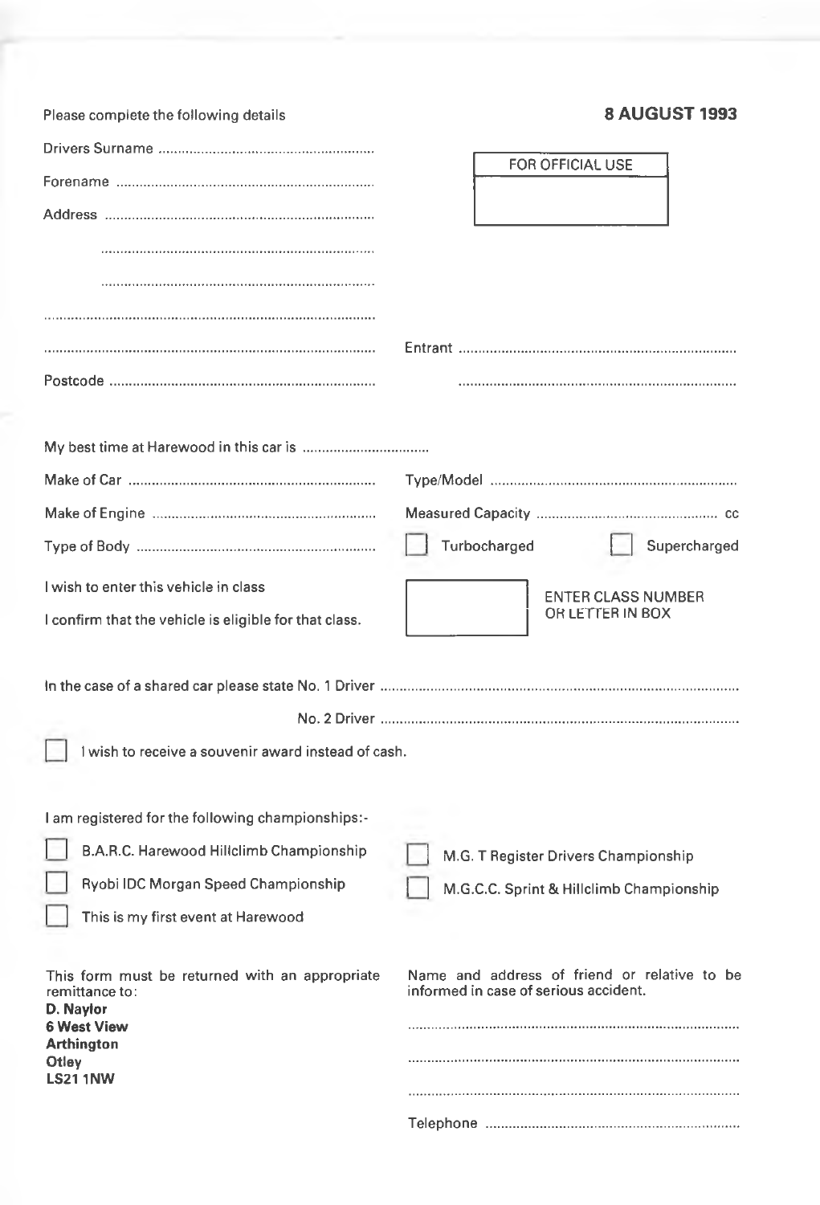Please complete the following details

**8 AUGUST 1993**

FOR OFFICIAL USE

Drivers Surname ........................................................

Forename ..................................................................

Address ....................................................................

.................................................................................

.................................................................................

.................................................................................

.................................................................................

Postcode ...................................................................

Entrant ......................................................................

.................................................................................

My best time at Harewood in this car is ................................

Make of Car ..............................................................

Type/Model ...............................................................

Make of Engine .........................................................

Measured Capacity .............................................. cc

Type of Body ............................................................

☐ Turbocharged ☐ Supercharged

I wish to enter this vehicle in class

I confirm that the vehicle is eligible for that class.

☐ ENTER CLASS NUMBER OR LETTER IN BOX

In the case of a shared car please state No. 1 Driver ..........................................................................................

No. 2 Driver ..........................................................................................

☐ I wish to receive a souvenir award instead of cash.

I am registered for the following championships:-

☐ B.A.R.C. Harewood Hillclimb Championship

☐ Ryobi IDC Morgan Speed Championship

☐ This is my first event at Harewood

☐ M.G. T Register Drivers Championship

☐ M.G.C.C. Sprint & Hillclimb Championship

This form must be returned with an appropriate remittance to:

**D. Naylor**
**6 West View**
**Arthington**
**Otley**
**LS21 1NW**

Name and address of friend or relative to be informed in case of serious accident.

.................................................................................

.................................................................................

.................................................................................

Telephone .................................................................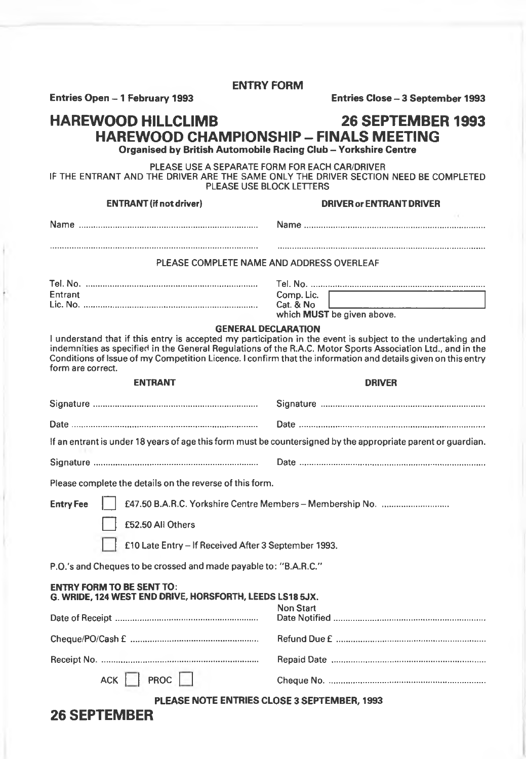**ENTRY FORM**

**Entries Open – 1 February 1993** **Entries Close – 3 September 1993**

# HAREWOOD HILLCLIMB 26 SEPTEMBER 1993

## HAREWOOD CHAMPIONSHIP – FINALS MEETING

**Organised by British Automobile Racing Club – Yorkshire Centre**

PLEASE USE A SEPARATE FORM FOR EACH CAR/DRIVER
IF THE ENTRANT AND THE DRIVER ARE THE SAME ONLY THE DRIVER SECTION NEED BE COMPLETED
PLEASE USE BLOCK LETTERS

| **ENTRANT (if not driver)** | **DRIVER or ENTRANT DRIVER** |
|---|---|
| Name ........................................ | Name ........................................ |
| ........................................ | ........................................ |

PLEASE COMPLETE NAME AND ADDRESS OVERLEAF

| | |
|---|---|
| Tel. No. ........................................ | Tel. No. ........................................ |
| Entrant Lic. No. ........................................ | Comp. Lic. Cat. & No [ ] which **MUST** be given above. |

**GENERAL DECLARATION**

I understand that if this entry is accepted my participation in the event is subject to the undertaking and indemnities as specified in the General Regulations of the R.A.C. Motor Sports Association Ltd., and in the Conditions of Issue of my Competition Licence. I confirm that the information and details given on this entry form are correct.

| **ENTRANT** | **DRIVER** |
|---|---|
| Signature ........................................ | Signature ........................................ |
| Date ........................................ | Date ........................................ |

If an entrant is under 18 years of age this form must be countersigned by the appropriate parent or guardian.

Signature ........................................ Date ........................................

Please complete the details on the reverse of this form.

**Entry Fee**

- [ ] £47.50 B.A.R.C. Yorkshire Centre Members – Membership No. ..........................
- [ ] £52.50 All Others
- [ ] £10 Late Entry – If Received After 3 September 1993.

P.O.'s and Cheques to be crossed and made payable to: "B.A.R.C."

**ENTRY FORM TO BE SENT TO:**
**G. WRIDE, 124 WEST END DRIVE, HORSFORTH, LEEDS LS18 5JX.**

| | |
|---|---|
| Date of Receipt ........................................ | Non Start Date Notified ........................................ |
| Cheque/PO/Cash £ ........................................ | Refund Due £ ........................................ |
| Receipt No. ........................................ | Repaid Date ........................................ |
| ACK [ ] PROC [ ] | Cheque No. ........................................ |

**PLEASE NOTE ENTRIES CLOSE 3 SEPTEMBER, 1993**

**26 SEPTEMBER**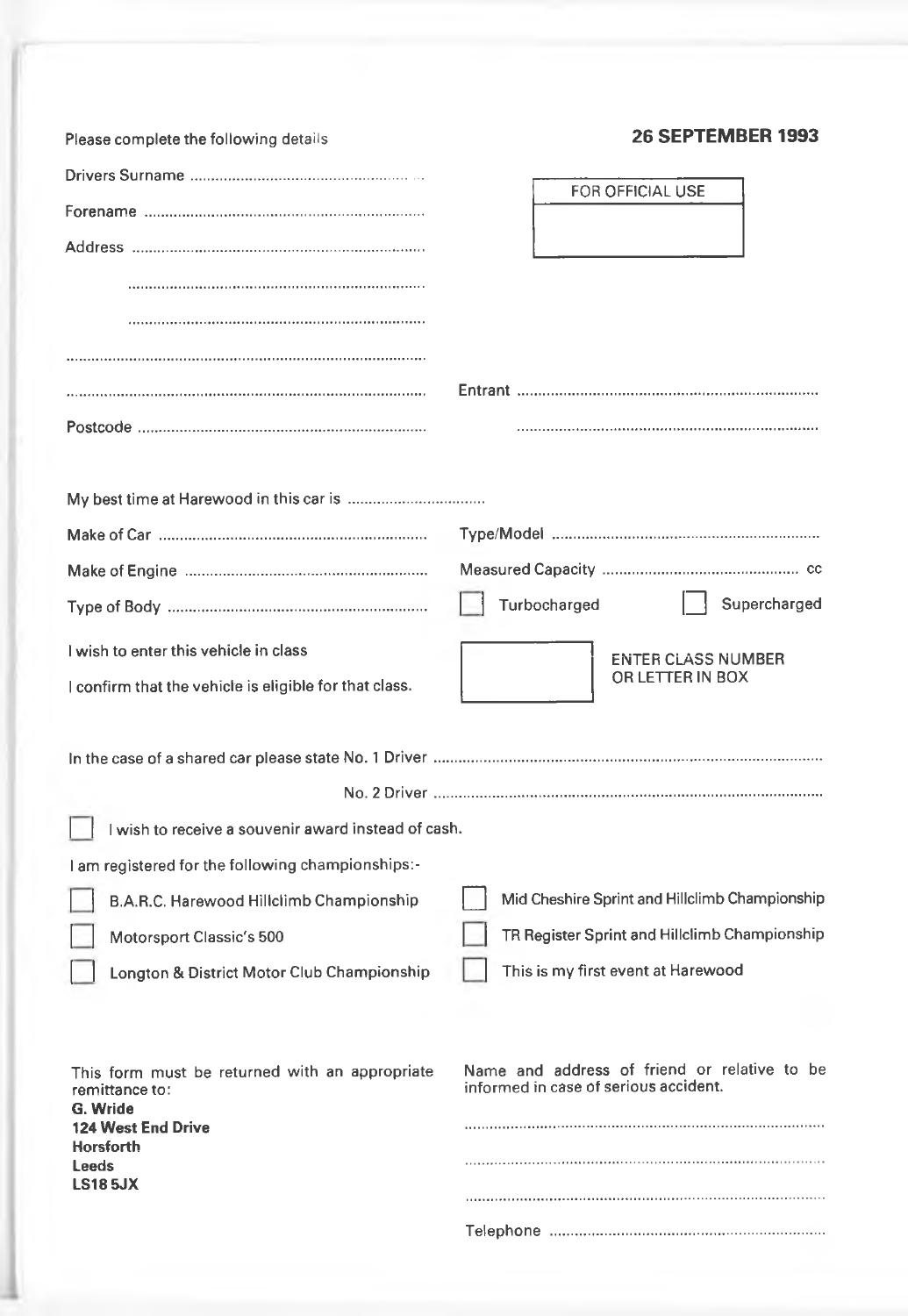Please complete the following details

**26 SEPTEMBER 1993**

| FOR OFFICIAL USE |
|---|
| |

Drivers Surname ..................................................

Forename ..................................................

Address ..................................................

..................................................

..................................................

..................................................

..................................................

Postcode ..................................................

Entrant ..................................................

..................................................

My best time at Harewood in this car is ..............................

Make of Car ..................................................

Type/Model ..................................................

Make of Engine ..................................................

Measured Capacity .................................................. cc

Type of Body ..................................................

☐ Turbocharged ☐ Supercharged

I wish to enter this vehicle in class

I confirm that the vehicle is eligible for that class.

☐ ENTER CLASS NUMBER OR LETTER IN BOX

In the case of a shared car please state No. 1 Driver ..................................................

No. 2 Driver ..................................................

☐ I wish to receive a souvenir award instead of cash.

I am registered for the following championships:-

☐ B.A.R.C. Harewood Hillclimb Championship

☐ Motorsport Classic's 500

☐ Longton & District Motor Club Championship

☐ Mid Cheshire Sprint and Hillclimb Championship

☐ TR Register Sprint and Hillclimb Championship

☐ This is my first event at Harewood

This form must be returned with an appropriate remittance to:
**G. Wride**
**124 West End Drive**
**Horsforth**
**Leeds**
**LS18 5JX**

Name and address of friend or relative to be informed in case of serious accident.

..................................................

..................................................

..................................................

Telephone ..................................................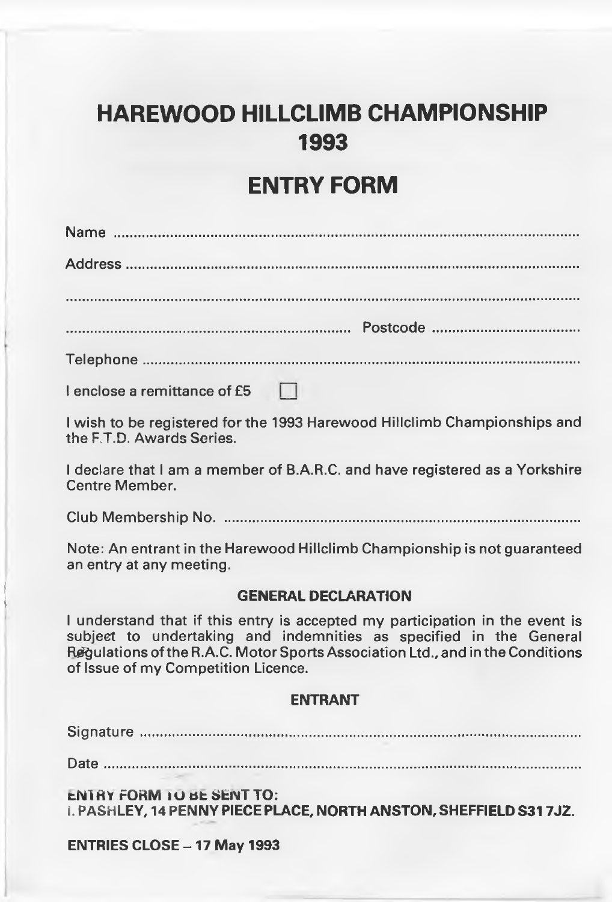# HAREWOOD HILLCLIMB CHAMPIONSHIP 1993

# ENTRY FORM

Name ..........................................................................................................

Address ......................................................................................................

....................................................................................................................

.................................................................. Postcode ....................................

Telephone ...................................................................................................

I enclose a remittance of £5 ☐

I wish to be registered for the 1993 Harewood Hillclimb Championships and the F.T.D. Awards Series.

I declare that I am a member of B.A.R.C. and have registered as a Yorkshire Centre Member.

Club Membership No. .....................................................................................

Note: An entrant in the Harewood Hillclimb Championship is not guaranteed an entry at any meeting.

### GENERAL DECLARATION

I understand that if this entry is accepted my participation in the event is subject to undertaking and indemnities as specified in the General Regulations of the R.A.C. Motor Sports Association Ltd., and in the Conditions of Issue of my Competition Licence.

### ENTRANT

Signature ....................................................................................................

Date ............................................................................................................

**ENTRY FORM TO BE SENT TO:**
**I. PASHLEY, 14 PENNY PIECE PLACE, NORTH ANSTON, SHEFFIELD S31 7JZ.**

**ENTRIES CLOSE – 17 May 1993**